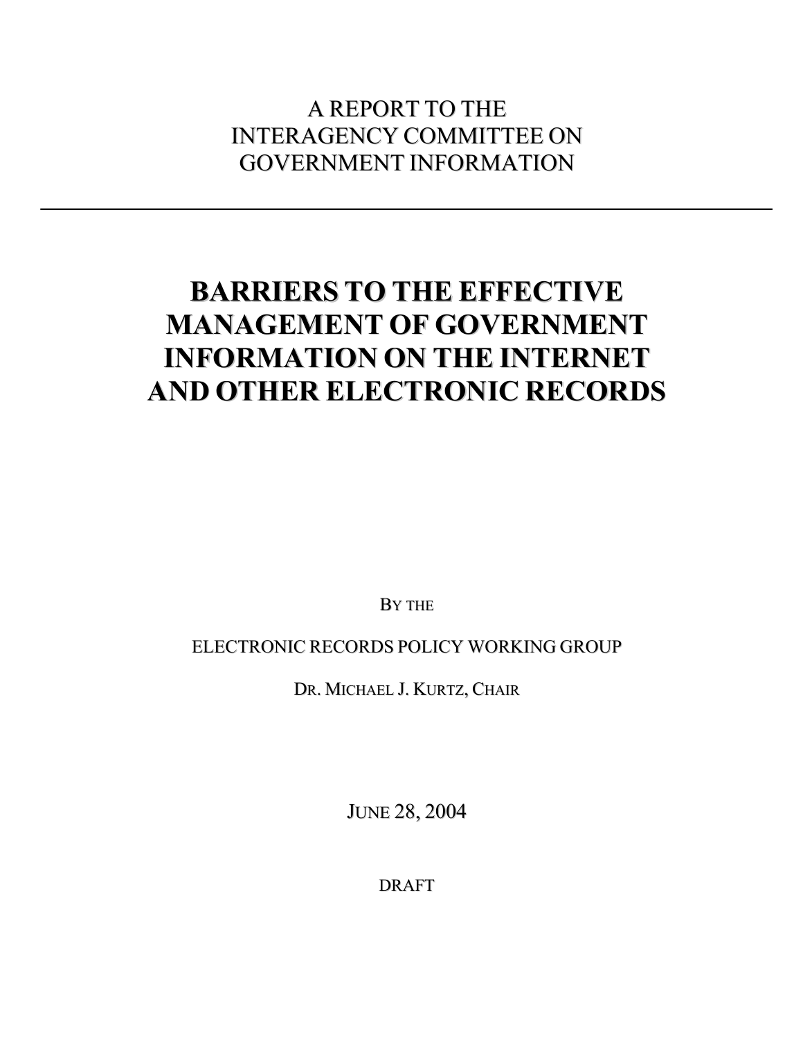A REPORT TO THE
INTERAGENCY COMMITTEE ON
GOVERNMENT INFORMATION

---

# BARRIERS TO THE EFFECTIVE MANAGEMENT OF GOVERNMENT INFORMATION ON THE INTERNET AND OTHER ELECTRONIC RECORDS

BY THE

ELECTRONIC RECORDS POLICY WORKING GROUP

DR. MICHAEL J. KURTZ, CHAIR

JUNE 28, 2004

DRAFT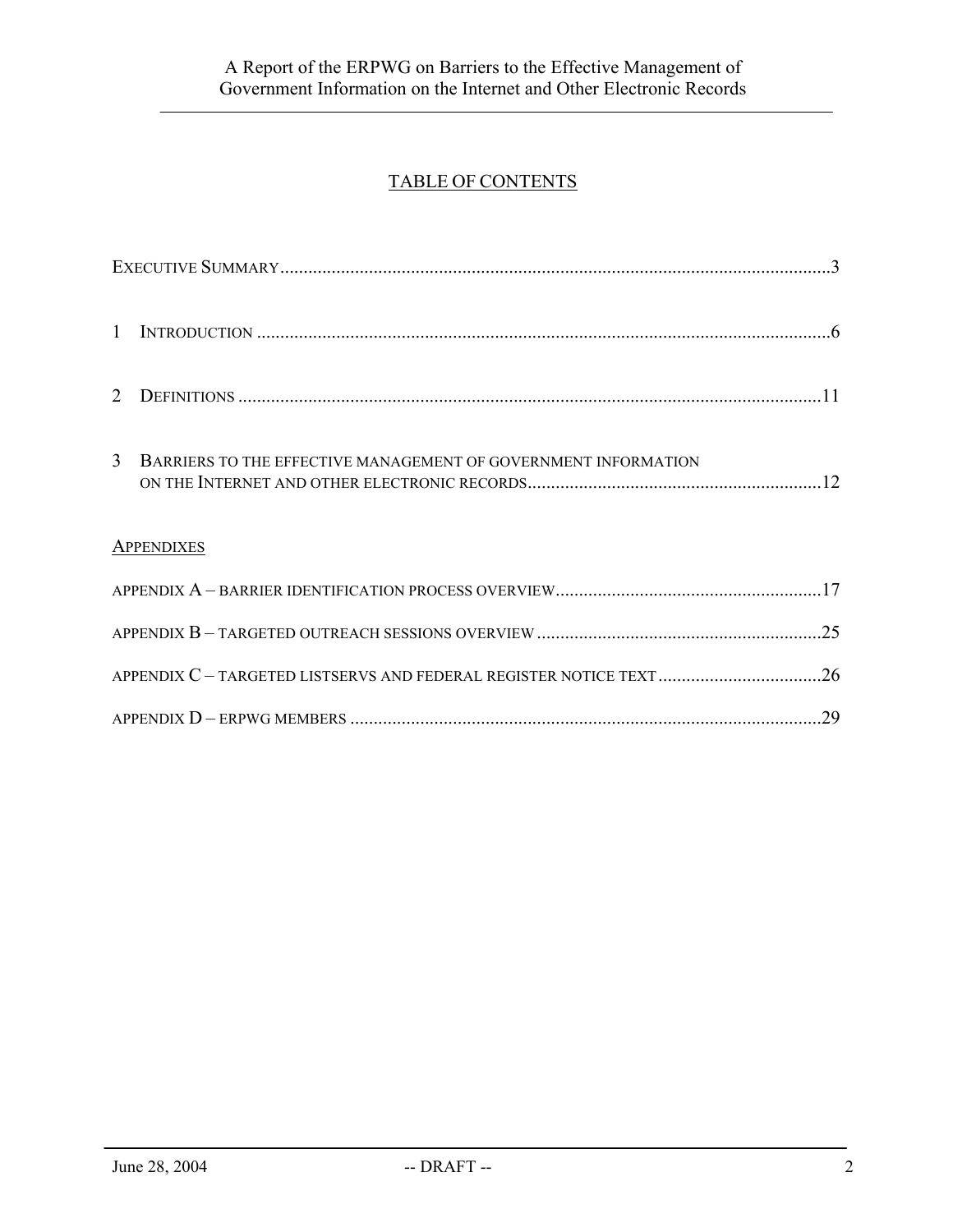## TABLE OF CONTENTS

EXECUTIVE SUMMARY ..... 3

1 INTRODUCTION ..... 6

2 DEFINITIONS ..... 11

3 BARRIERS TO THE EFFECTIVE MANAGEMENT OF GOVERNMENT INFORMATION ON THE INTERNET AND OTHER ELECTRONIC RECORDS ..... 12

APPENDIXES

APPENDIX A – BARRIER IDENTIFICATION PROCESS OVERVIEW ..... 17

APPENDIX B – TARGETED OUTREACH SESSIONS OVERVIEW ..... 25

APPENDIX C – TARGETED LISTSERVS AND FEDERAL REGISTER NOTICE TEXT ..... 26

APPENDIX D – ERPWG MEMBERS ..... 29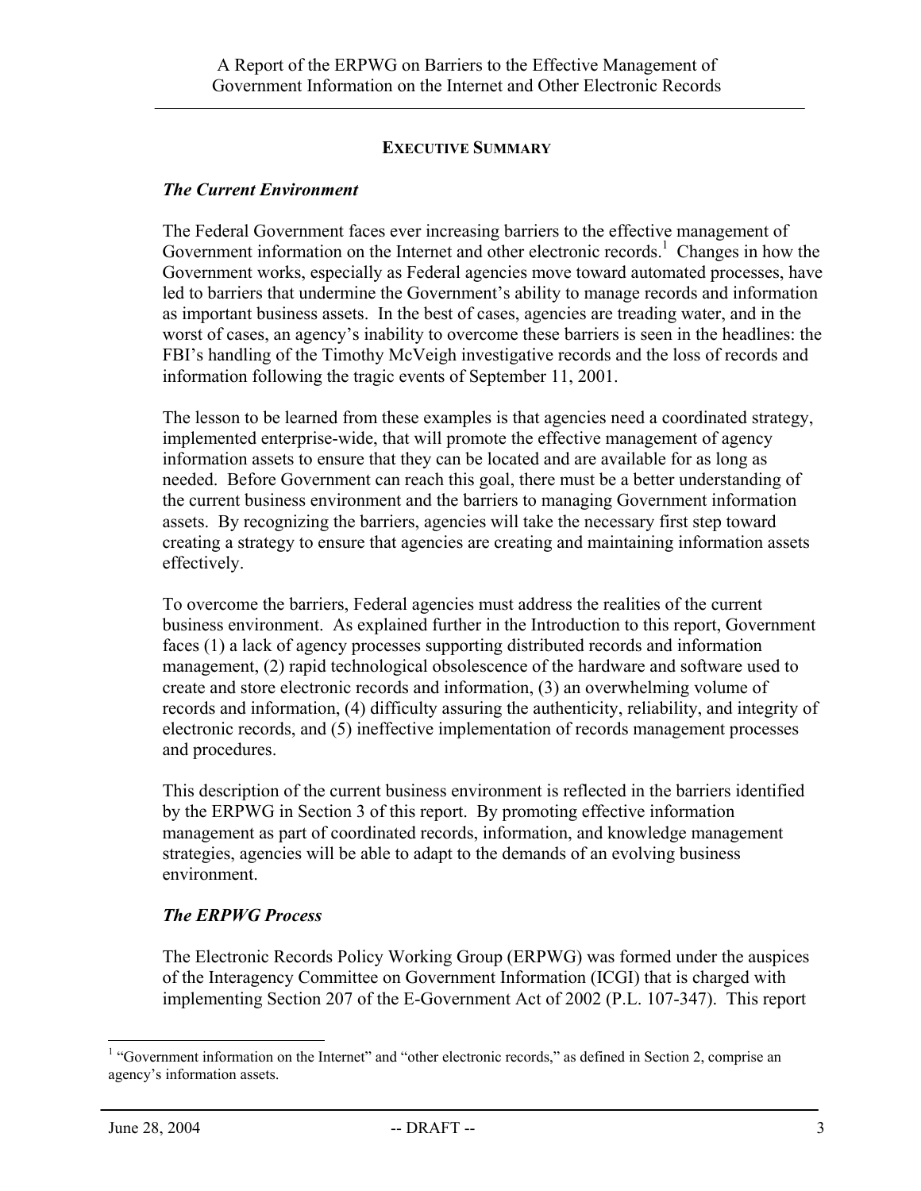## EXECUTIVE SUMMARY

### *The Current Environment*

The Federal Government faces ever increasing barriers to the effective management of Government information on the Internet and other electronic records.[1] Changes in how the Government works, especially as Federal agencies move toward automated processes, have led to barriers that undermine the Government's ability to manage records and information as important business assets. In the best of cases, agencies are treading water, and in the worst of cases, an agency's inability to overcome these barriers is seen in the headlines: the FBI's handling of the Timothy McVeigh investigative records and the loss of records and information following the tragic events of September 11, 2001.

The lesson to be learned from these examples is that agencies need a coordinated strategy, implemented enterprise-wide, that will promote the effective management of agency information assets to ensure that they can be located and are available for as long as needed. Before Government can reach this goal, there must be a better understanding of the current business environment and the barriers to managing Government information assets. By recognizing the barriers, agencies will take the necessary first step toward creating a strategy to ensure that agencies are creating and maintaining information assets effectively.

To overcome the barriers, Federal agencies must address the realities of the current business environment. As explained further in the Introduction to this report, Government faces (1) a lack of agency processes supporting distributed records and information management, (2) rapid technological obsolescence of the hardware and software used to create and store electronic records and information, (3) an overwhelming volume of records and information, (4) difficulty assuring the authenticity, reliability, and integrity of electronic records, and (5) ineffective implementation of records management processes and procedures.

This description of the current business environment is reflected in the barriers identified by the ERPWG in Section 3 of this report. By promoting effective information management as part of coordinated records, information, and knowledge management strategies, agencies will be able to adapt to the demands of an evolving business environment.

### *The ERPWG Process*

The Electronic Records Policy Working Group (ERPWG) was formed under the auspices of the Interagency Committee on Government Information (ICGI) that is charged with implementing Section 207 of the E-Government Act of 2002 (P.L. 107-347). This report

[1] "Government information on the Internet" and "other electronic records," as defined in Section 2, comprise an agency's information assets.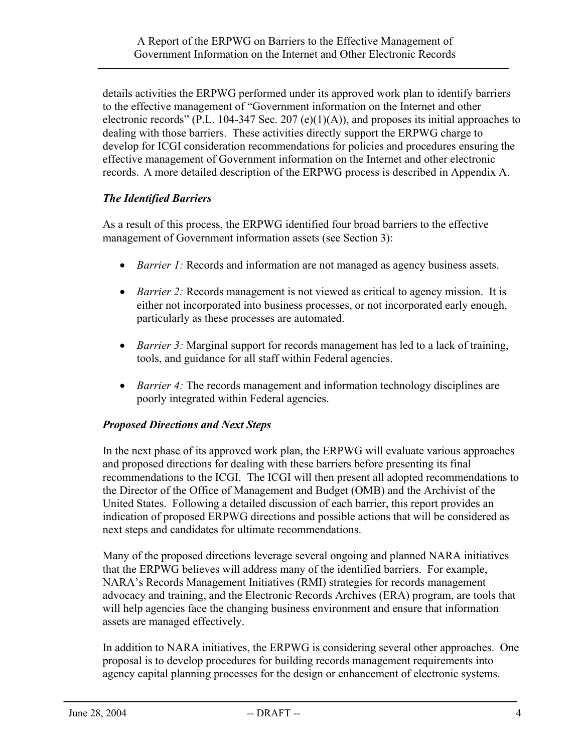details activities the ERPWG performed under its approved work plan to identify barriers to the effective management of "Government information on the Internet and other electronic records" (P.L. 104-347 Sec. 207 (e)(1)(A)), and proposes its initial approaches to dealing with those barriers. These activities directly support the ERPWG charge to develop for ICGI consideration recommendations for policies and procedures ensuring the effective management of Government information on the Internet and other electronic records. A more detailed description of the ERPWG process is described in Appendix A.

### *The Identified Barriers*

As a result of this process, the ERPWG identified four broad barriers to the effective management of Government information assets (see Section 3):

- *Barrier 1:* Records and information are not managed as agency business assets.
- *Barrier 2:* Records management is not viewed as critical to agency mission. It is either not incorporated into business processes, or not incorporated early enough, particularly as these processes are automated.
- *Barrier 3:* Marginal support for records management has led to a lack of training, tools, and guidance for all staff within Federal agencies.
- *Barrier 4:* The records management and information technology disciplines are poorly integrated within Federal agencies.

### *Proposed Directions and Next Steps*

In the next phase of its approved work plan, the ERPWG will evaluate various approaches and proposed directions for dealing with these barriers before presenting its final recommendations to the ICGI. The ICGI will then present all adopted recommendations to the Director of the Office of Management and Budget (OMB) and the Archivist of the United States. Following a detailed discussion of each barrier, this report provides an indication of proposed ERPWG directions and possible actions that will be considered as next steps and candidates for ultimate recommendations.

Many of the proposed directions leverage several ongoing and planned NARA initiatives that the ERPWG believes will address many of the identified barriers. For example, NARA's Records Management Initiatives (RMI) strategies for records management advocacy and training, and the Electronic Records Archives (ERA) program, are tools that will help agencies face the changing business environment and ensure that information assets are managed effectively.

In addition to NARA initiatives, the ERPWG is considering several other approaches. One proposal is to develop procedures for building records management requirements into agency capital planning processes for the design or enhancement of electronic systems.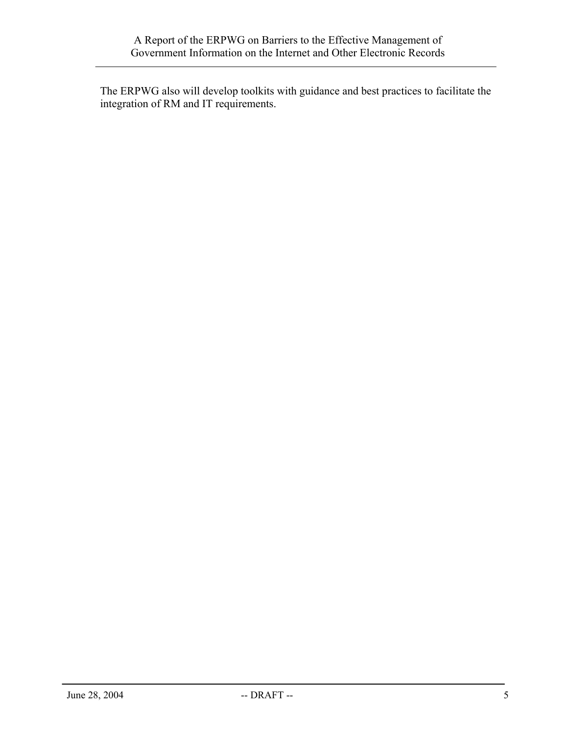The ERPWG also will develop toolkits with guidance and best practices to facilitate the integration of RM and IT requirements.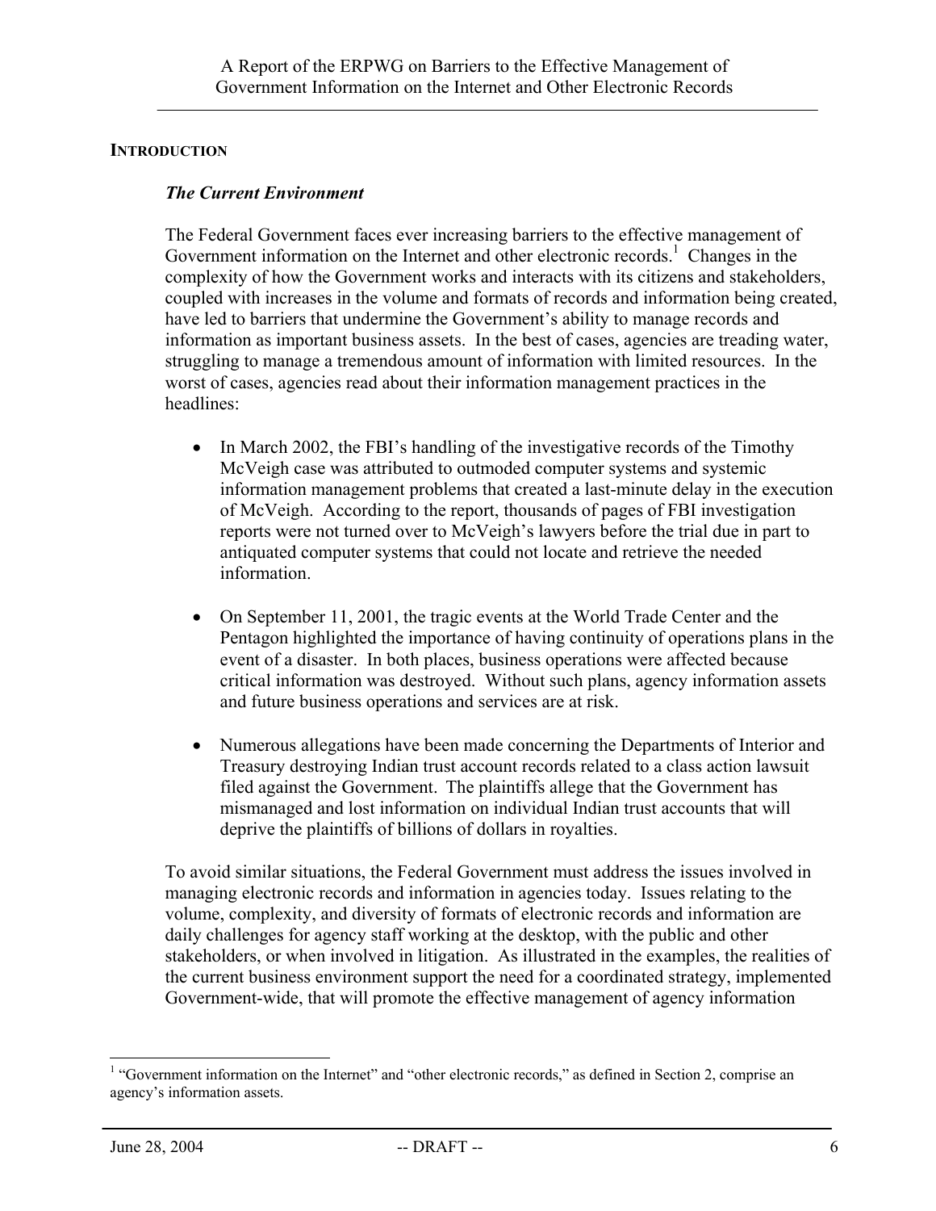## INTRODUCTION

### *The Current Environment*

The Federal Government faces ever increasing barriers to the effective management of Government information on the Internet and other electronic records.[1] Changes in the complexity of how the Government works and interacts with its citizens and stakeholders, coupled with increases in the volume and formats of records and information being created, have led to barriers that undermine the Government's ability to manage records and information as important business assets. In the best of cases, agencies are treading water, struggling to manage a tremendous amount of information with limited resources. In the worst of cases, agencies read about their information management practices in the headlines:

- In March 2002, the FBI's handling of the investigative records of the Timothy McVeigh case was attributed to outmoded computer systems and systemic information management problems that created a last-minute delay in the execution of McVeigh. According to the report, thousands of pages of FBI investigation reports were not turned over to McVeigh's lawyers before the trial due in part to antiquated computer systems that could not locate and retrieve the needed information.

- On September 11, 2001, the tragic events at the World Trade Center and the Pentagon highlighted the importance of having continuity of operations plans in the event of a disaster. In both places, business operations were affected because critical information was destroyed. Without such plans, agency information assets and future business operations and services are at risk.

- Numerous allegations have been made concerning the Departments of Interior and Treasury destroying Indian trust account records related to a class action lawsuit filed against the Government. The plaintiffs allege that the Government has mismanaged and lost information on individual Indian trust accounts that will deprive the plaintiffs of billions of dollars in royalties.

To avoid similar situations, the Federal Government must address the issues involved in managing electronic records and information in agencies today. Issues relating to the volume, complexity, and diversity of formats of electronic records and information are daily challenges for agency staff working at the desktop, with the public and other stakeholders, or when involved in litigation. As illustrated in the examples, the realities of the current business environment support the need for a coordinated strategy, implemented Government-wide, that will promote the effective management of agency information

[1] "Government information on the Internet" and "other electronic records," as defined in Section 2, comprise an agency's information assets.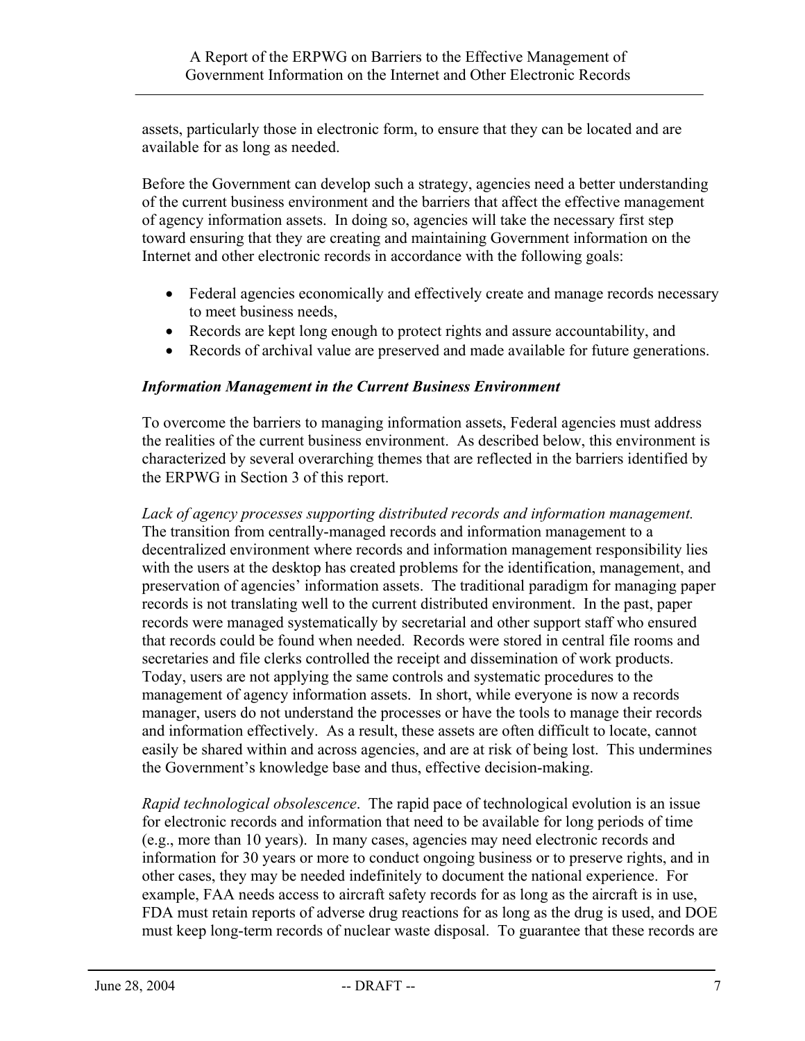assets, particularly those in electronic form, to ensure that they can be located and are available for as long as needed.

Before the Government can develop such a strategy, agencies need a better understanding of the current business environment and the barriers that affect the effective management of agency information assets. In doing so, agencies will take the necessary first step toward ensuring that they are creating and maintaining Government information on the Internet and other electronic records in accordance with the following goals:

- Federal agencies economically and effectively create and manage records necessary to meet business needs,
- Records are kept long enough to protect rights and assure accountability, and
- Records of archival value are preserved and made available for future generations.

### *Information Management in the Current Business Environment*

To overcome the barriers to managing information assets, Federal agencies must address the realities of the current business environment. As described below, this environment is characterized by several overarching themes that are reflected in the barriers identified by the ERPWG in Section 3 of this report.

*Lack of agency processes supporting distributed records and information management.* The transition from centrally-managed records and information management to a decentralized environment where records and information management responsibility lies with the users at the desktop has created problems for the identification, management, and preservation of agencies' information assets. The traditional paradigm for managing paper records is not translating well to the current distributed environment. In the past, paper records were managed systematically by secretarial and other support staff who ensured that records could be found when needed. Records were stored in central file rooms and secretaries and file clerks controlled the receipt and dissemination of work products. Today, users are not applying the same controls and systematic procedures to the management of agency information assets. In short, while everyone is now a records manager, users do not understand the processes or have the tools to manage their records and information effectively. As a result, these assets are often difficult to locate, cannot easily be shared within and across agencies, and are at risk of being lost. This undermines the Government's knowledge base and thus, effective decision-making.

*Rapid technological obsolescence*. The rapid pace of technological evolution is an issue for electronic records and information that need to be available for long periods of time (e.g., more than 10 years). In many cases, agencies may need electronic records and information for 30 years or more to conduct ongoing business or to preserve rights, and in other cases, they may be needed indefinitely to document the national experience. For example, FAA needs access to aircraft safety records for as long as the aircraft is in use, FDA must retain reports of adverse drug reactions for as long as the drug is used, and DOE must keep long-term records of nuclear waste disposal. To guarantee that these records are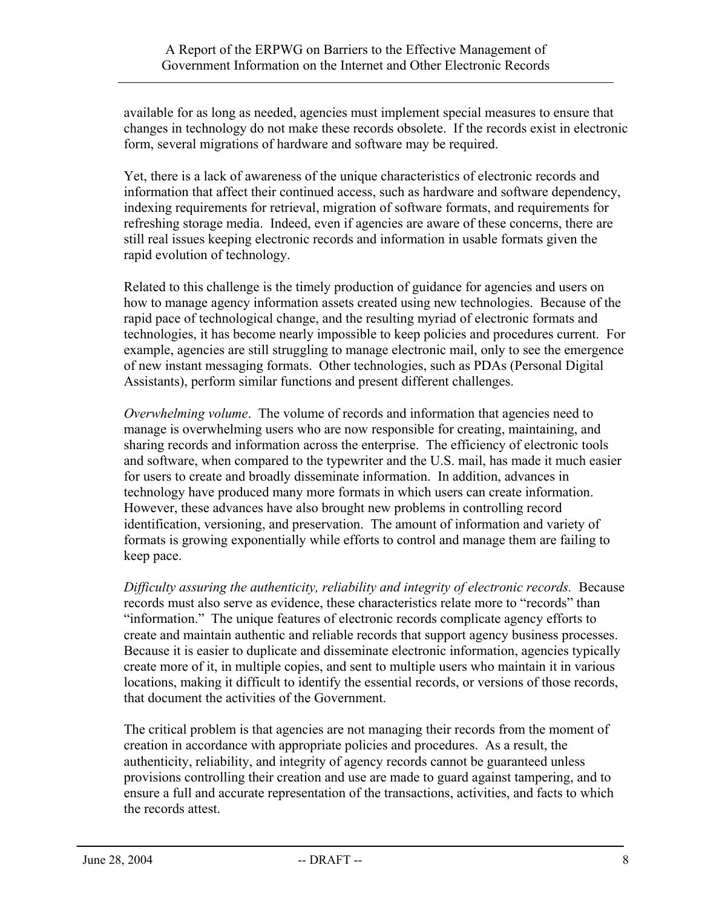available for as long as needed, agencies must implement special measures to ensure that changes in technology do not make these records obsolete. If the records exist in electronic form, several migrations of hardware and software may be required.

Yet, there is a lack of awareness of the unique characteristics of electronic records and information that affect their continued access, such as hardware and software dependency, indexing requirements for retrieval, migration of software formats, and requirements for refreshing storage media. Indeed, even if agencies are aware of these concerns, there are still real issues keeping electronic records and information in usable formats given the rapid evolution of technology.

Related to this challenge is the timely production of guidance for agencies and users on how to manage agency information assets created using new technologies. Because of the rapid pace of technological change, and the resulting myriad of electronic formats and technologies, it has become nearly impossible to keep policies and procedures current. For example, agencies are still struggling to manage electronic mail, only to see the emergence of new instant messaging formats. Other technologies, such as PDAs (Personal Digital Assistants), perform similar functions and present different challenges.

*Overwhelming volume*. The volume of records and information that agencies need to manage is overwhelming users who are now responsible for creating, maintaining, and sharing records and information across the enterprise. The efficiency of electronic tools and software, when compared to the typewriter and the U.S. mail, has made it much easier for users to create and broadly disseminate information. In addition, advances in technology have produced many more formats in which users can create information. However, these advances have also brought new problems in controlling record identification, versioning, and preservation. The amount of information and variety of formats is growing exponentially while efforts to control and manage them are failing to keep pace.

*Difficulty assuring the authenticity, reliability and integrity of electronic records.* Because records must also serve as evidence, these characteristics relate more to "records" than "information." The unique features of electronic records complicate agency efforts to create and maintain authentic and reliable records that support agency business processes. Because it is easier to duplicate and disseminate electronic information, agencies typically create more of it, in multiple copies, and sent to multiple users who maintain it in various locations, making it difficult to identify the essential records, or versions of those records, that document the activities of the Government.

The critical problem is that agencies are not managing their records from the moment of creation in accordance with appropriate policies and procedures. As a result, the authenticity, reliability, and integrity of agency records cannot be guaranteed unless provisions controlling their creation and use are made to guard against tampering, and to ensure a full and accurate representation of the transactions, activities, and facts to which the records attest.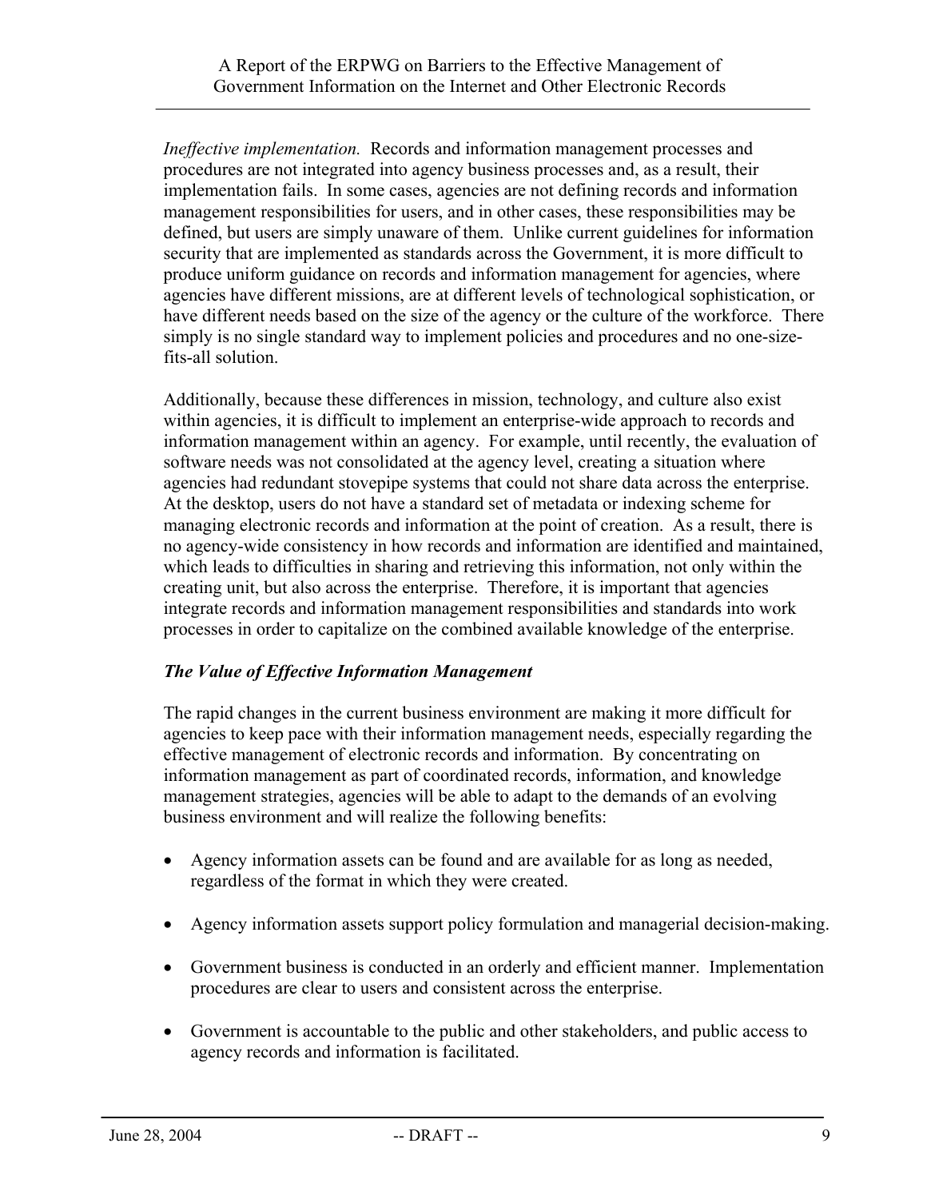*Ineffective implementation.* Records and information management processes and procedures are not integrated into agency business processes and, as a result, their implementation fails. In some cases, agencies are not defining records and information management responsibilities for users, and in other cases, these responsibilities may be defined, but users are simply unaware of them. Unlike current guidelines for information security that are implemented as standards across the Government, it is more difficult to produce uniform guidance on records and information management for agencies, where agencies have different missions, are at different levels of technological sophistication, or have different needs based on the size of the agency or the culture of the workforce. There simply is no single standard way to implement policies and procedures and no one-size-fits-all solution.

Additionally, because these differences in mission, technology, and culture also exist within agencies, it is difficult to implement an enterprise-wide approach to records and information management within an agency. For example, until recently, the evaluation of software needs was not consolidated at the agency level, creating a situation where agencies had redundant stovepipe systems that could not share data across the enterprise. At the desktop, users do not have a standard set of metadata or indexing scheme for managing electronic records and information at the point of creation. As a result, there is no agency-wide consistency in how records and information are identified and maintained, which leads to difficulties in sharing and retrieving this information, not only within the creating unit, but also across the enterprise. Therefore, it is important that agencies integrate records and information management responsibilities and standards into work processes in order to capitalize on the combined available knowledge of the enterprise.

### *The Value of Effective Information Management*

The rapid changes in the current business environment are making it more difficult for agencies to keep pace with their information management needs, especially regarding the effective management of electronic records and information. By concentrating on information management as part of coordinated records, information, and knowledge management strategies, agencies will be able to adapt to the demands of an evolving business environment and will realize the following benefits:

- Agency information assets can be found and are available for as long as needed, regardless of the format in which they were created.
- Agency information assets support policy formulation and managerial decision-making.
- Government business is conducted in an orderly and efficient manner. Implementation procedures are clear to users and consistent across the enterprise.
- Government is accountable to the public and other stakeholders, and public access to agency records and information is facilitated.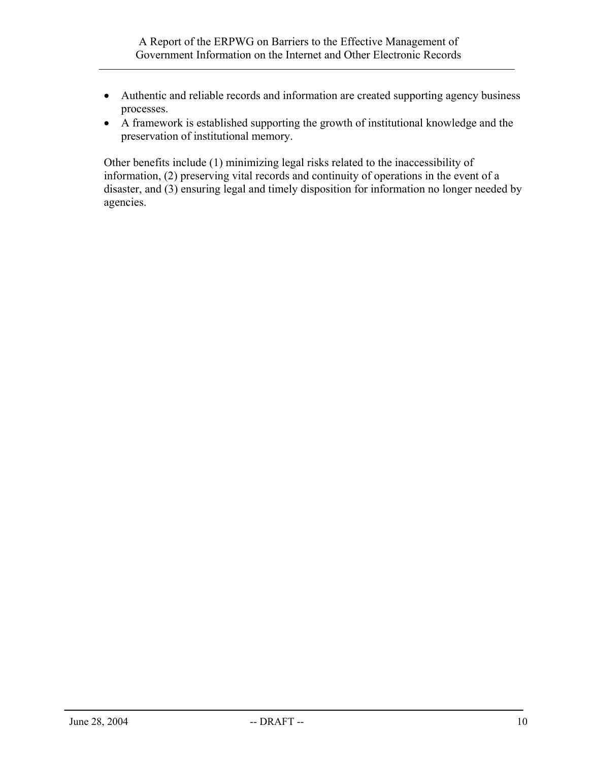- Authentic and reliable records and information are created supporting agency business processes.
- A framework is established supporting the growth of institutional knowledge and the preservation of institutional memory.

Other benefits include (1) minimizing legal risks related to the inaccessibility of information, (2) preserving vital records and continuity of operations in the event of a disaster, and (3) ensuring legal and timely disposition for information no longer needed by agencies.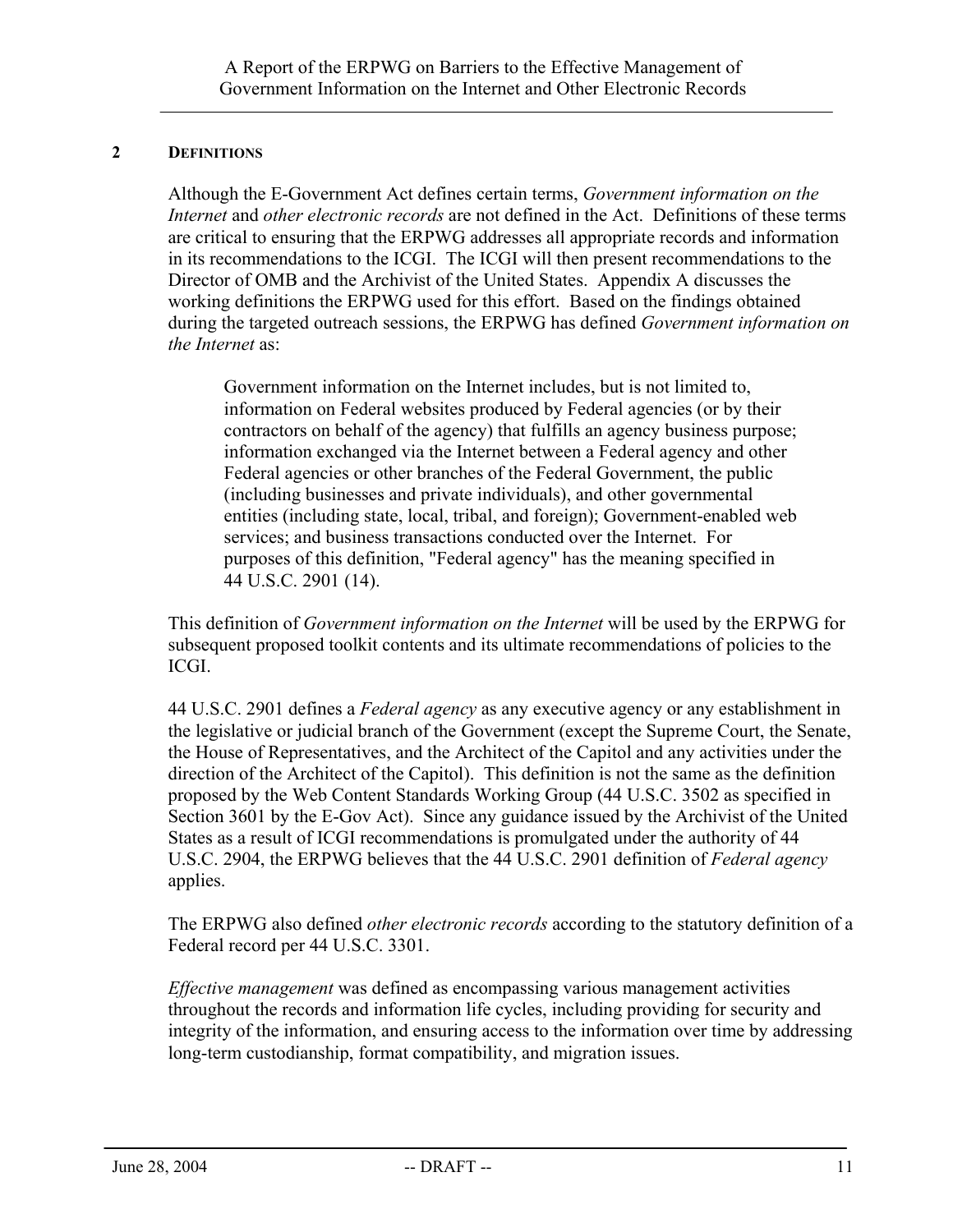## 2 DEFINITIONS

Although the E-Government Act defines certain terms, *Government information on the Internet* and *other electronic records* are not defined in the Act. Definitions of these terms are critical to ensuring that the ERPWG addresses all appropriate records and information in its recommendations to the ICGI. The ICGI will then present recommendations to the Director of OMB and the Archivist of the United States. Appendix A discusses the working definitions the ERPWG used for this effort. Based on the findings obtained during the targeted outreach sessions, the ERPWG has defined *Government information on the Internet* as:

> Government information on the Internet includes, but is not limited to, information on Federal websites produced by Federal agencies (or by their contractors on behalf of the agency) that fulfills an agency business purpose; information exchanged via the Internet between a Federal agency and other Federal agencies or other branches of the Federal Government, the public (including businesses and private individuals), and other governmental entities (including state, local, tribal, and foreign); Government-enabled web services; and business transactions conducted over the Internet. For purposes of this definition, "Federal agency" has the meaning specified in 44 U.S.C. 2901 (14).

This definition of *Government information on the Internet* will be used by the ERPWG for subsequent proposed toolkit contents and its ultimate recommendations of policies to the ICGI.

44 U.S.C. 2901 defines a *Federal agency* as any executive agency or any establishment in the legislative or judicial branch of the Government (except the Supreme Court, the Senate, the House of Representatives, and the Architect of the Capitol and any activities under the direction of the Architect of the Capitol). This definition is not the same as the definition proposed by the Web Content Standards Working Group (44 U.S.C. 3502 as specified in Section 3601 by the E-Gov Act). Since any guidance issued by the Archivist of the United States as a result of ICGI recommendations is promulgated under the authority of 44 U.S.C. 2904, the ERPWG believes that the 44 U.S.C. 2901 definition of *Federal agency* applies.

The ERPWG also defined *other electronic records* according to the statutory definition of a Federal record per 44 U.S.C. 3301.

*Effective management* was defined as encompassing various management activities throughout the records and information life cycles, including providing for security and integrity of the information, and ensuring access to the information over time by addressing long-term custodianship, format compatibility, and migration issues.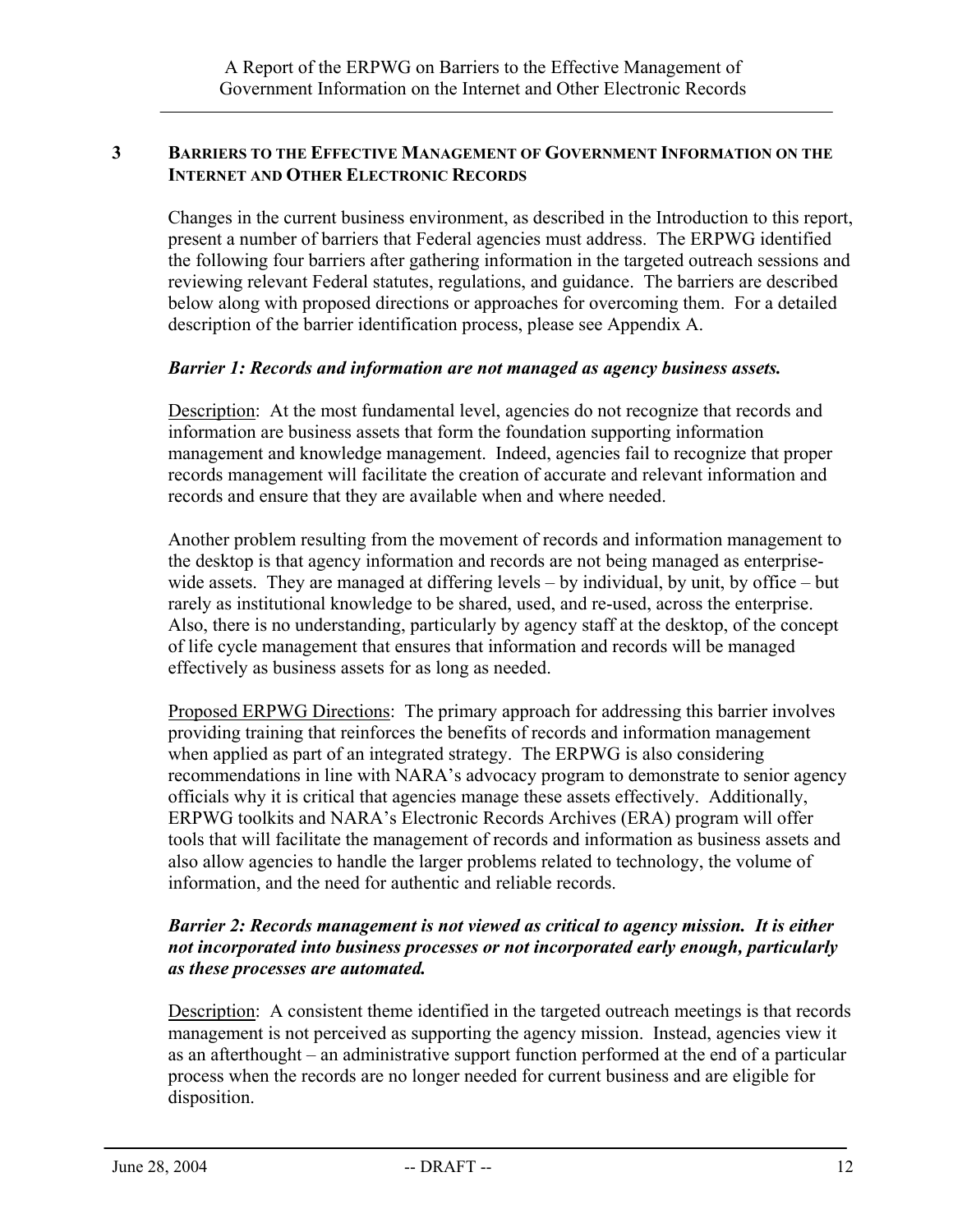## 3 BARRIERS TO THE EFFECTIVE MANAGEMENT OF GOVERNMENT INFORMATION ON THE INTERNET AND OTHER ELECTRONIC RECORDS

Changes in the current business environment, as described in the Introduction to this report, present a number of barriers that Federal agencies must address. The ERPWG identified the following four barriers after gathering information in the targeted outreach sessions and reviewing relevant Federal statutes, regulations, and guidance. The barriers are described below along with proposed directions or approaches for overcoming them. For a detailed description of the barrier identification process, please see Appendix A.

***Barrier 1: Records and information are not managed as agency business assets.***

Description: At the most fundamental level, agencies do not recognize that records and information are business assets that form the foundation supporting information management and knowledge management. Indeed, agencies fail to recognize that proper records management will facilitate the creation of accurate and relevant information and records and ensure that they are available when and where needed.

Another problem resulting from the movement of records and information management to the desktop is that agency information and records are not being managed as enterprise-wide assets. They are managed at differing levels – by individual, by unit, by office – but rarely as institutional knowledge to be shared, used, and re-used, across the enterprise. Also, there is no understanding, particularly by agency staff at the desktop, of the concept of life cycle management that ensures that information and records will be managed effectively as business assets for as long as needed.

Proposed ERPWG Directions: The primary approach for addressing this barrier involves providing training that reinforces the benefits of records and information management when applied as part of an integrated strategy. The ERPWG is also considering recommendations in line with NARA's advocacy program to demonstrate to senior agency officials why it is critical that agencies manage these assets effectively. Additionally, ERPWG toolkits and NARA's Electronic Records Archives (ERA) program will offer tools that will facilitate the management of records and information as business assets and also allow agencies to handle the larger problems related to technology, the volume of information, and the need for authentic and reliable records.

***Barrier 2: Records management is not viewed as critical to agency mission. It is either not incorporated into business processes or not incorporated early enough, particularly as these processes are automated.***

Description: A consistent theme identified in the targeted outreach meetings is that records management is not perceived as supporting the agency mission. Instead, agencies view it as an afterthought – an administrative support function performed at the end of a particular process when the records are no longer needed for current business and are eligible for disposition.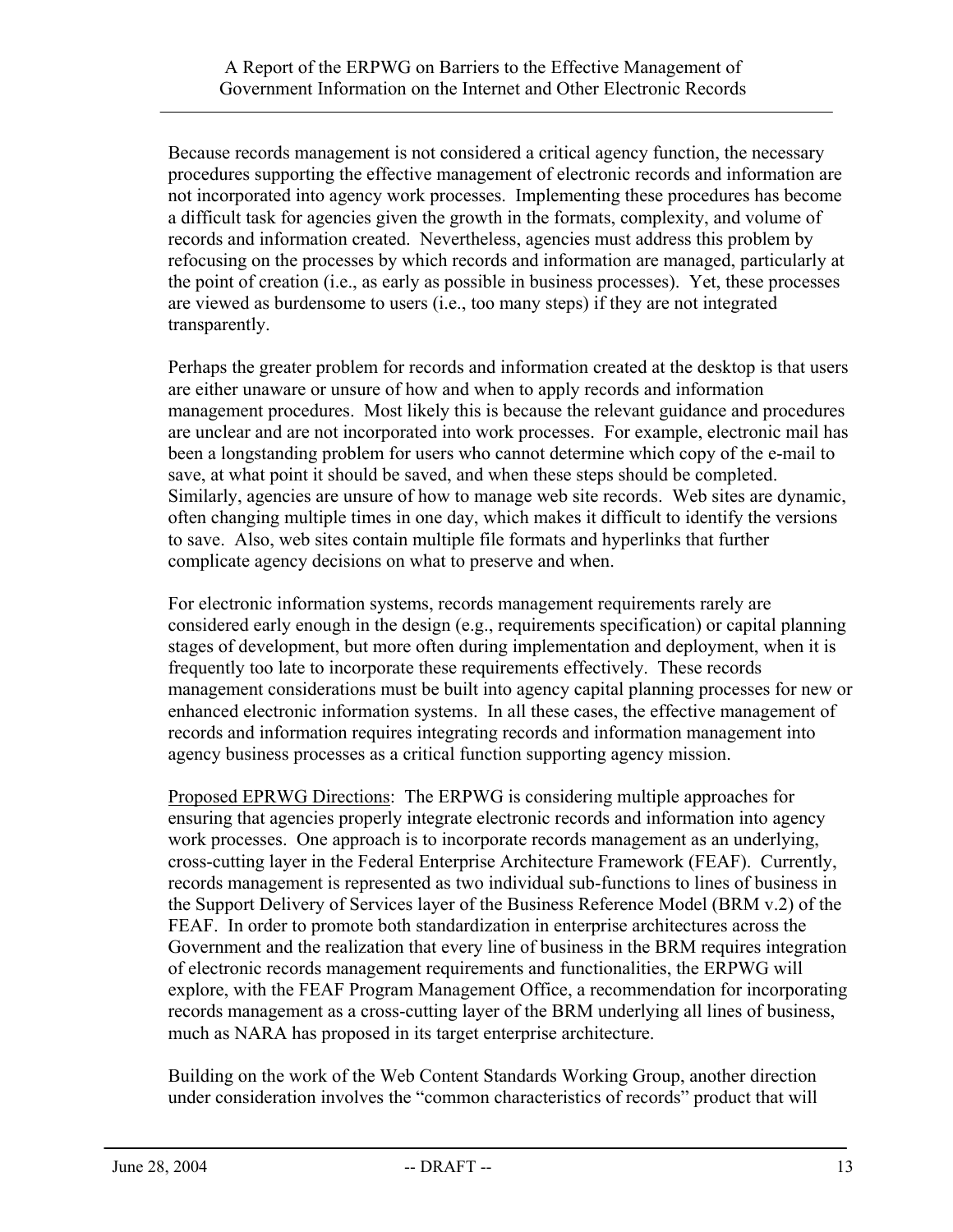Because records management is not considered a critical agency function, the necessary procedures supporting the effective management of electronic records and information are not incorporated into agency work processes. Implementing these procedures has become a difficult task for agencies given the growth in the formats, complexity, and volume of records and information created. Nevertheless, agencies must address this problem by refocusing on the processes by which records and information are managed, particularly at the point of creation (i.e., as early as possible in business processes). Yet, these processes are viewed as burdensome to users (i.e., too many steps) if they are not integrated transparently.

Perhaps the greater problem for records and information created at the desktop is that users are either unaware or unsure of how and when to apply records and information management procedures. Most likely this is because the relevant guidance and procedures are unclear and are not incorporated into work processes. For example, electronic mail has been a longstanding problem for users who cannot determine which copy of the e-mail to save, at what point it should be saved, and when these steps should be completed. Similarly, agencies are unsure of how to manage web site records. Web sites are dynamic, often changing multiple times in one day, which makes it difficult to identify the versions to save. Also, web sites contain multiple file formats and hyperlinks that further complicate agency decisions on what to preserve and when.

For electronic information systems, records management requirements rarely are considered early enough in the design (e.g., requirements specification) or capital planning stages of development, but more often during implementation and deployment, when it is frequently too late to incorporate these requirements effectively. These records management considerations must be built into agency capital planning processes for new or enhanced electronic information systems. In all these cases, the effective management of records and information requires integrating records and information management into agency business processes as a critical function supporting agency mission.

Proposed EPRWG Directions: The ERPWG is considering multiple approaches for ensuring that agencies properly integrate electronic records and information into agency work processes. One approach is to incorporate records management as an underlying, cross-cutting layer in the Federal Enterprise Architecture Framework (FEAF). Currently, records management is represented as two individual sub-functions to lines of business in the Support Delivery of Services layer of the Business Reference Model (BRM v.2) of the FEAF. In order to promote both standardization in enterprise architectures across the Government and the realization that every line of business in the BRM requires integration of electronic records management requirements and functionalities, the ERPWG will explore, with the FEAF Program Management Office, a recommendation for incorporating records management as a cross-cutting layer of the BRM underlying all lines of business, much as NARA has proposed in its target enterprise architecture.

Building on the work of the Web Content Standards Working Group, another direction under consideration involves the "common characteristics of records" product that will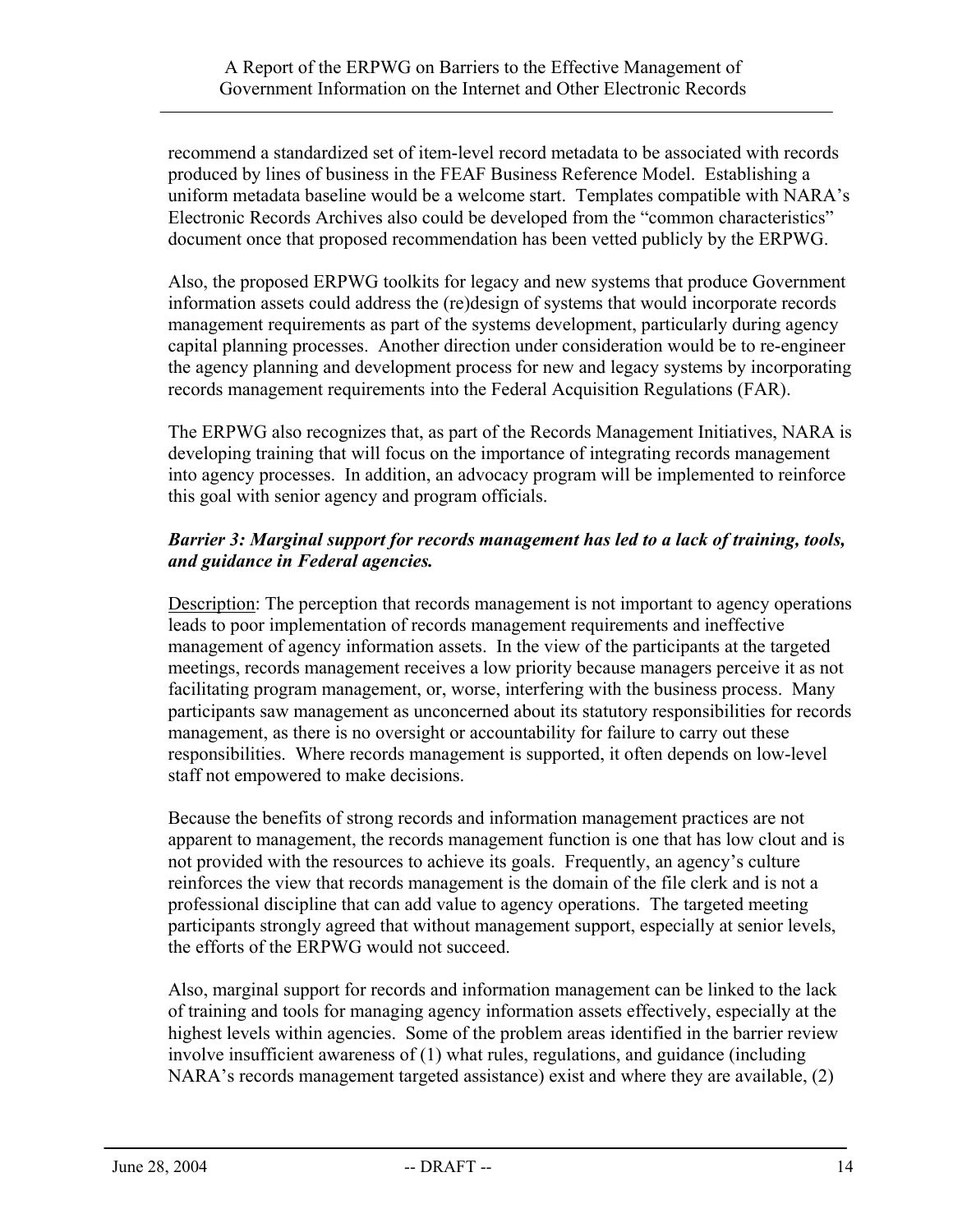recommend a standardized set of item-level record metadata to be associated with records produced by lines of business in the FEAF Business Reference Model. Establishing a uniform metadata baseline would be a welcome start. Templates compatible with NARA's Electronic Records Archives also could be developed from the "common characteristics" document once that proposed recommendation has been vetted publicly by the ERPWG.

Also, the proposed ERPWG toolkits for legacy and new systems that produce Government information assets could address the (re)design of systems that would incorporate records management requirements as part of the systems development, particularly during agency capital planning processes. Another direction under consideration would be to re-engineer the agency planning and development process for new and legacy systems by incorporating records management requirements into the Federal Acquisition Regulations (FAR).

The ERPWG also recognizes that, as part of the Records Management Initiatives, NARA is developing training that will focus on the importance of integrating records management into agency processes. In addition, an advocacy program will be implemented to reinforce this goal with senior agency and program officials.

***Barrier 3: Marginal support for records management has led to a lack of training, tools, and guidance in Federal agencies.***

Description: The perception that records management is not important to agency operations leads to poor implementation of records management requirements and ineffective management of agency information assets. In the view of the participants at the targeted meetings, records management receives a low priority because managers perceive it as not facilitating program management, or, worse, interfering with the business process. Many participants saw management as unconcerned about its statutory responsibilities for records management, as there is no oversight or accountability for failure to carry out these responsibilities. Where records management is supported, it often depends on low-level staff not empowered to make decisions.

Because the benefits of strong records and information management practices are not apparent to management, the records management function is one that has low clout and is not provided with the resources to achieve its goals. Frequently, an agency's culture reinforces the view that records management is the domain of the file clerk and is not a professional discipline that can add value to agency operations. The targeted meeting participants strongly agreed that without management support, especially at senior levels, the efforts of the ERPWG would not succeed.

Also, marginal support for records and information management can be linked to the lack of training and tools for managing agency information assets effectively, especially at the highest levels within agencies. Some of the problem areas identified in the barrier review involve insufficient awareness of (1) what rules, regulations, and guidance (including NARA's records management targeted assistance) exist and where they are available, (2)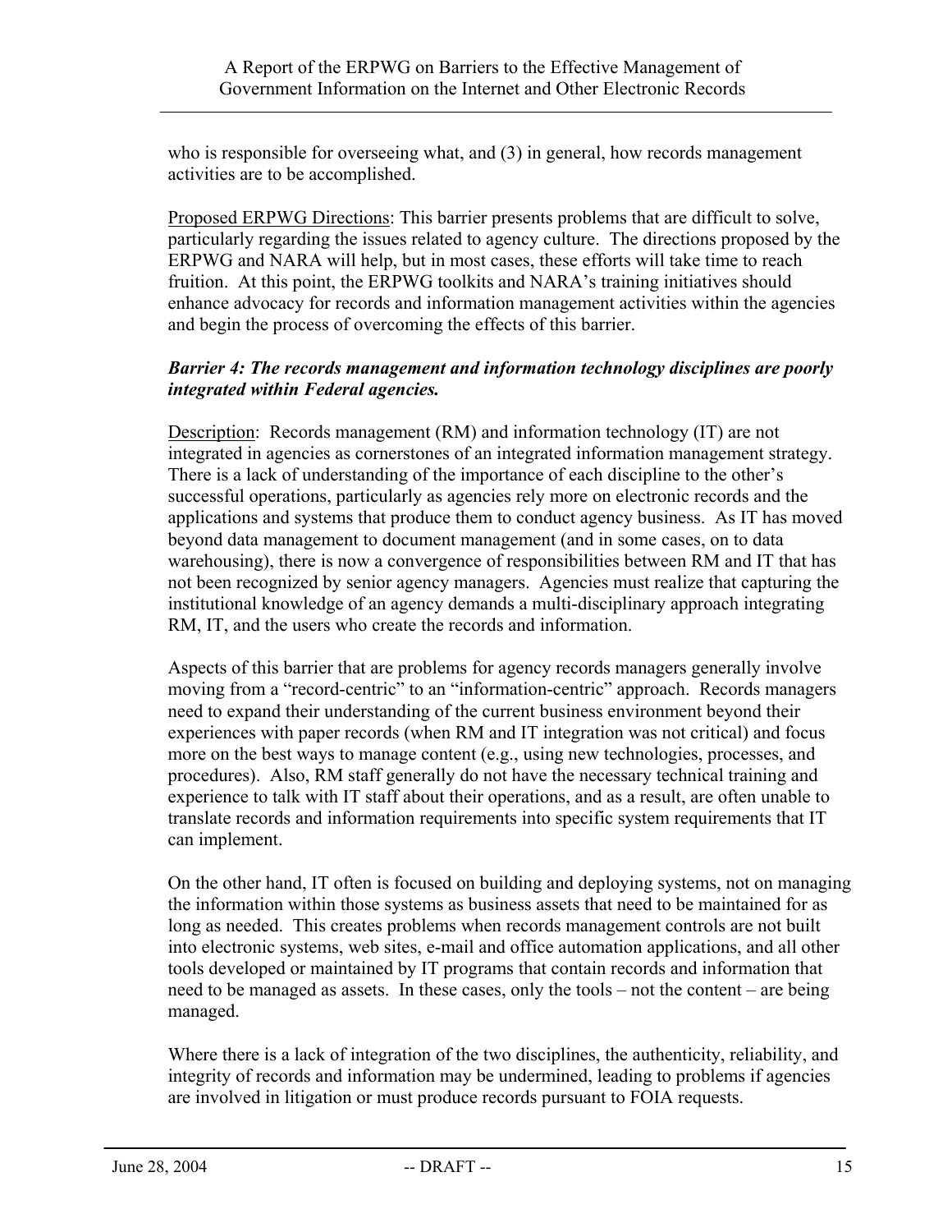who is responsible for overseeing what, and (3) in general, how records management activities are to be accomplished.

Proposed ERPWG Directions: This barrier presents problems that are difficult to solve, particularly regarding the issues related to agency culture. The directions proposed by the ERPWG and NARA will help, but in most cases, these efforts will take time to reach fruition. At this point, the ERPWG toolkits and NARA's training initiatives should enhance advocacy for records and information management activities within the agencies and begin the process of overcoming the effects of this barrier.

***Barrier 4: The records management and information technology disciplines are poorly integrated within Federal agencies.***

Description: Records management (RM) and information technology (IT) are not integrated in agencies as cornerstones of an integrated information management strategy. There is a lack of understanding of the importance of each discipline to the other's successful operations, particularly as agencies rely more on electronic records and the applications and systems that produce them to conduct agency business. As IT has moved beyond data management to document management (and in some cases, on to data warehousing), there is now a convergence of responsibilities between RM and IT that has not been recognized by senior agency managers. Agencies must realize that capturing the institutional knowledge of an agency demands a multi-disciplinary approach integrating RM, IT, and the users who create the records and information.

Aspects of this barrier that are problems for agency records managers generally involve moving from a "record-centric" to an "information-centric" approach. Records managers need to expand their understanding of the current business environment beyond their experiences with paper records (when RM and IT integration was not critical) and focus more on the best ways to manage content (e.g., using new technologies, processes, and procedures). Also, RM staff generally do not have the necessary technical training and experience to talk with IT staff about their operations, and as a result, are often unable to translate records and information requirements into specific system requirements that IT can implement.

On the other hand, IT often is focused on building and deploying systems, not on managing the information within those systems as business assets that need to be maintained for as long as needed. This creates problems when records management controls are not built into electronic systems, web sites, e-mail and office automation applications, and all other tools developed or maintained by IT programs that contain records and information that need to be managed as assets. In these cases, only the tools – not the content – are being managed.

Where there is a lack of integration of the two disciplines, the authenticity, reliability, and integrity of records and information may be undermined, leading to problems if agencies are involved in litigation or must produce records pursuant to FOIA requests.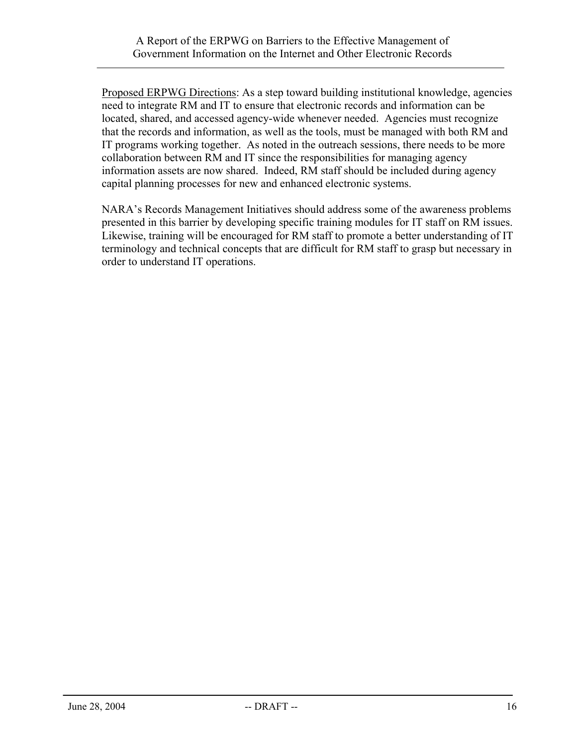Proposed ERPWG Directions: As a step toward building institutional knowledge, agencies need to integrate RM and IT to ensure that electronic records and information can be located, shared, and accessed agency-wide whenever needed. Agencies must recognize that the records and information, as well as the tools, must be managed with both RM and IT programs working together. As noted in the outreach sessions, there needs to be more collaboration between RM and IT since the responsibilities for managing agency information assets are now shared. Indeed, RM staff should be included during agency capital planning processes for new and enhanced electronic systems.

NARA's Records Management Initiatives should address some of the awareness problems presented in this barrier by developing specific training modules for IT staff on RM issues. Likewise, training will be encouraged for RM staff to promote a better understanding of IT terminology and technical concepts that are difficult for RM staff to grasp but necessary in order to understand IT operations.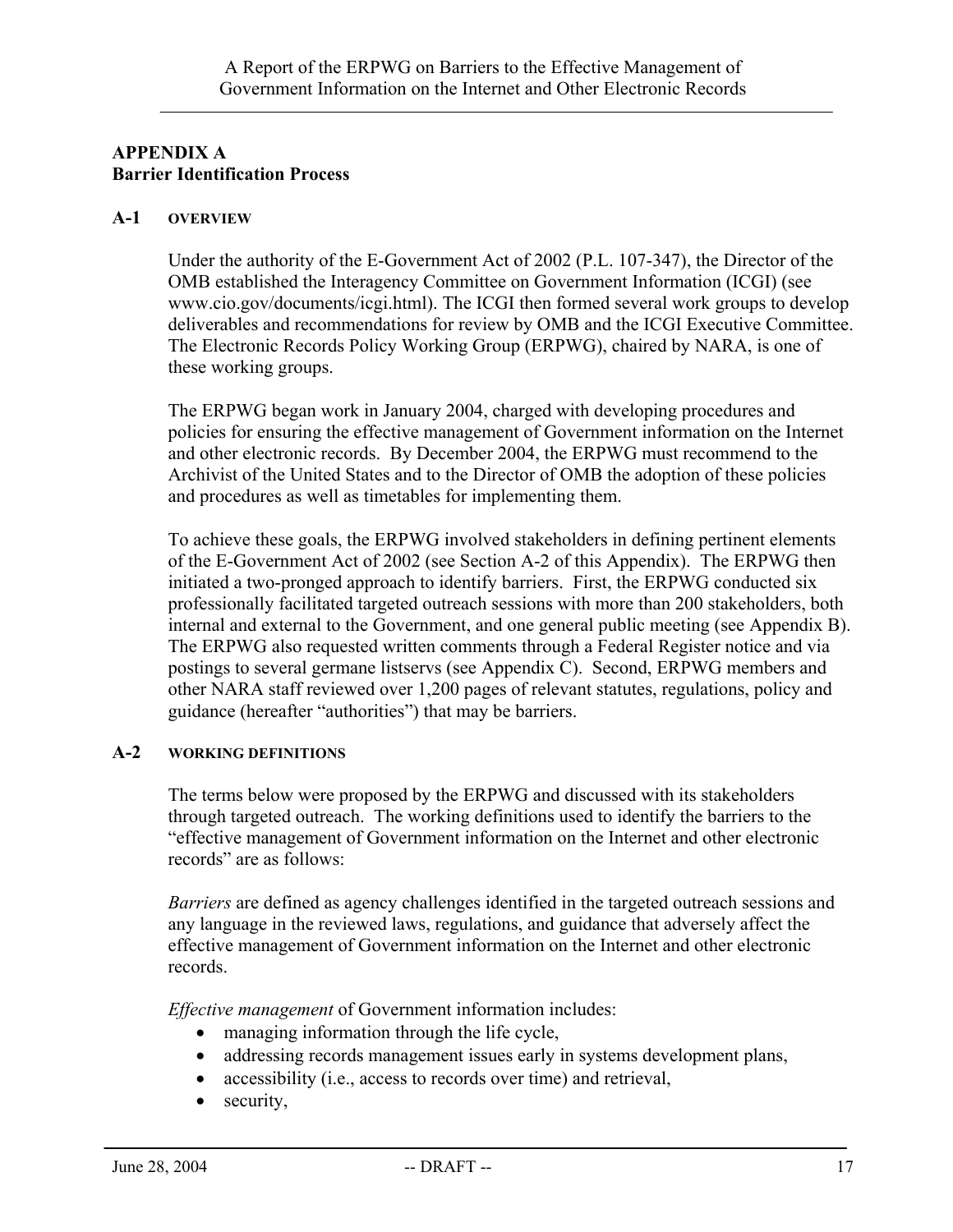## APPENDIX A
## Barrier Identification Process

### A-1 OVERVIEW

Under the authority of the E-Government Act of 2002 (P.L. 107-347), the Director of the OMB established the Interagency Committee on Government Information (ICGI) (see www.cio.gov/documents/icgi.html). The ICGI then formed several work groups to develop deliverables and recommendations for review by OMB and the ICGI Executive Committee. The Electronic Records Policy Working Group (ERPWG), chaired by NARA, is one of these working groups.

The ERPWG began work in January 2004, charged with developing procedures and policies for ensuring the effective management of Government information on the Internet and other electronic records. By December 2004, the ERPWG must recommend to the Archivist of the United States and to the Director of OMB the adoption of these policies and procedures as well as timetables for implementing them.

To achieve these goals, the ERPWG involved stakeholders in defining pertinent elements of the E-Government Act of 2002 (see Section A-2 of this Appendix). The ERPWG then initiated a two-pronged approach to identify barriers. First, the ERPWG conducted six professionally facilitated targeted outreach sessions with more than 200 stakeholders, both internal and external to the Government, and one general public meeting (see Appendix B). The ERPWG also requested written comments through a Federal Register notice and via postings to several germane listservs (see Appendix C). Second, ERPWG members and other NARA staff reviewed over 1,200 pages of relevant statutes, regulations, policy and guidance (hereafter "authorities") that may be barriers.

### A-2 WORKING DEFINITIONS

The terms below were proposed by the ERPWG and discussed with its stakeholders through targeted outreach. The working definitions used to identify the barriers to the "effective management of Government information on the Internet and other electronic records" are as follows:

*Barriers* are defined as agency challenges identified in the targeted outreach sessions and any language in the reviewed laws, regulations, and guidance that adversely affect the effective management of Government information on the Internet and other electronic records.

*Effective management* of Government information includes:

- managing information through the life cycle,
- addressing records management issues early in systems development plans,
- accessibility (i.e., access to records over time) and retrieval,
- security,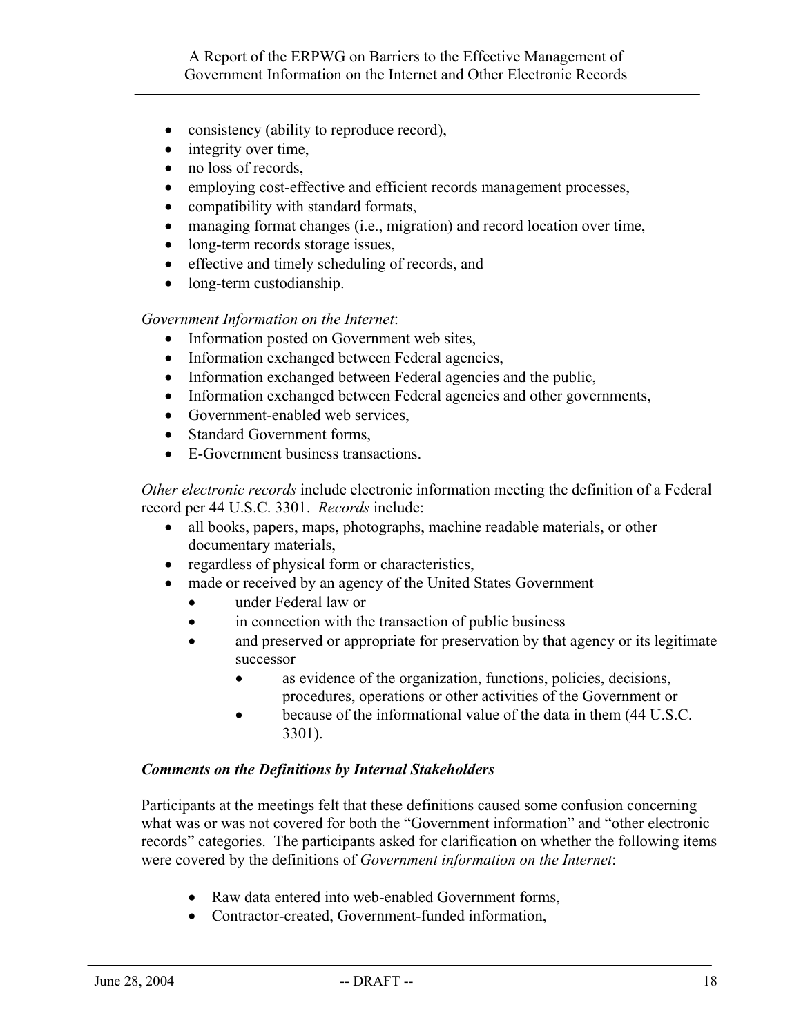- consistency (ability to reproduce record),
- integrity over time,
- no loss of records,
- employing cost-effective and efficient records management processes,
- compatibility with standard formats,
- managing format changes (i.e., migration) and record location over time,
- long-term records storage issues,
- effective and timely scheduling of records, and
- long-term custodianship.

*Government Information on the Internet*:

- Information posted on Government web sites,
- Information exchanged between Federal agencies,
- Information exchanged between Federal agencies and the public,
- Information exchanged between Federal agencies and other governments,
- Government-enabled web services,
- Standard Government forms,
- E-Government business transactions.

*Other electronic records* include electronic information meeting the definition of a Federal record per 44 U.S.C. 3301. *Records* include:

- all books, papers, maps, photographs, machine readable materials, or other documentary materials,
- regardless of physical form or characteristics,
- made or received by an agency of the United States Government
  - under Federal law or
  - in connection with the transaction of public business
  - and preserved or appropriate for preservation by that agency or its legitimate successor
    - as evidence of the organization, functions, policies, decisions, procedures, operations or other activities of the Government or
    - because of the informational value of the data in them (44 U.S.C. 3301).

***Comments on the Definitions by Internal Stakeholders***

Participants at the meetings felt that these definitions caused some confusion concerning what was or was not covered for both the "Government information" and "other electronic records" categories. The participants asked for clarification on whether the following items were covered by the definitions of *Government information on the Internet*:

- Raw data entered into web-enabled Government forms,
- Contractor-created, Government-funded information,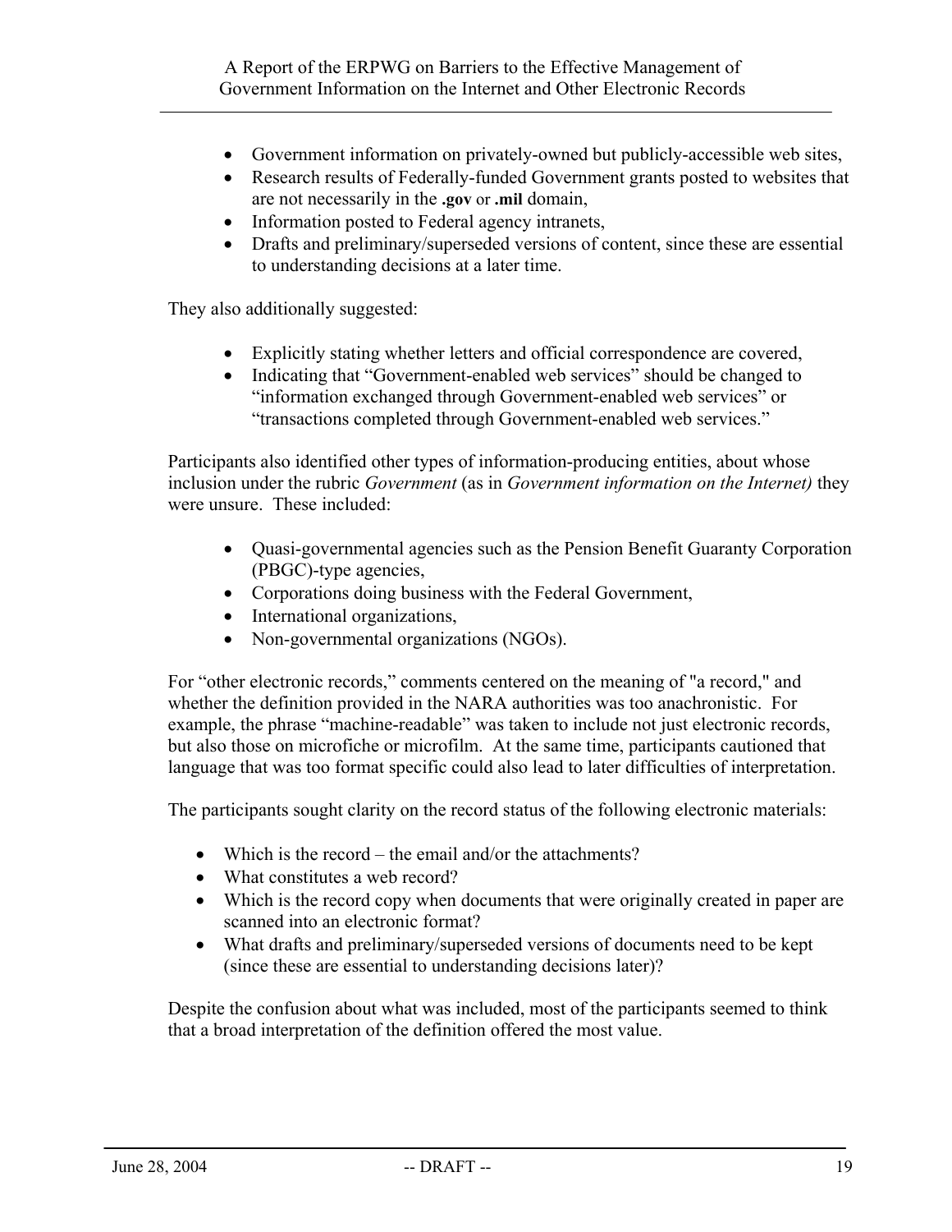- Government information on privately-owned but publicly-accessible web sites,
- Research results of Federally-funded Government grants posted to websites that are not necessarily in the **.gov** or **.mil** domain,
- Information posted to Federal agency intranets,
- Drafts and preliminary/superseded versions of content, since these are essential to understanding decisions at a later time.

They also additionally suggested:

- Explicitly stating whether letters and official correspondence are covered,
- Indicating that "Government-enabled web services" should be changed to "information exchanged through Government-enabled web services" or "transactions completed through Government-enabled web services."

Participants also identified other types of information-producing entities, about whose inclusion under the rubric *Government* (as in *Government information on the Internet)* they were unsure. These included:

- Quasi-governmental agencies such as the Pension Benefit Guaranty Corporation (PBGC)-type agencies,
- Corporations doing business with the Federal Government,
- International organizations,
- Non-governmental organizations (NGOs).

For "other electronic records," comments centered on the meaning of "a record," and whether the definition provided in the NARA authorities was too anachronistic. For example, the phrase "machine-readable" was taken to include not just electronic records, but also those on microfiche or microfilm. At the same time, participants cautioned that language that was too format specific could also lead to later difficulties of interpretation.

The participants sought clarity on the record status of the following electronic materials:

- Which is the record – the email and/or the attachments?
- What constitutes a web record?
- Which is the record copy when documents that were originally created in paper are scanned into an electronic format?
- What drafts and preliminary/superseded versions of documents need to be kept (since these are essential to understanding decisions later)?

Despite the confusion about what was included, most of the participants seemed to think that a broad interpretation of the definition offered the most value.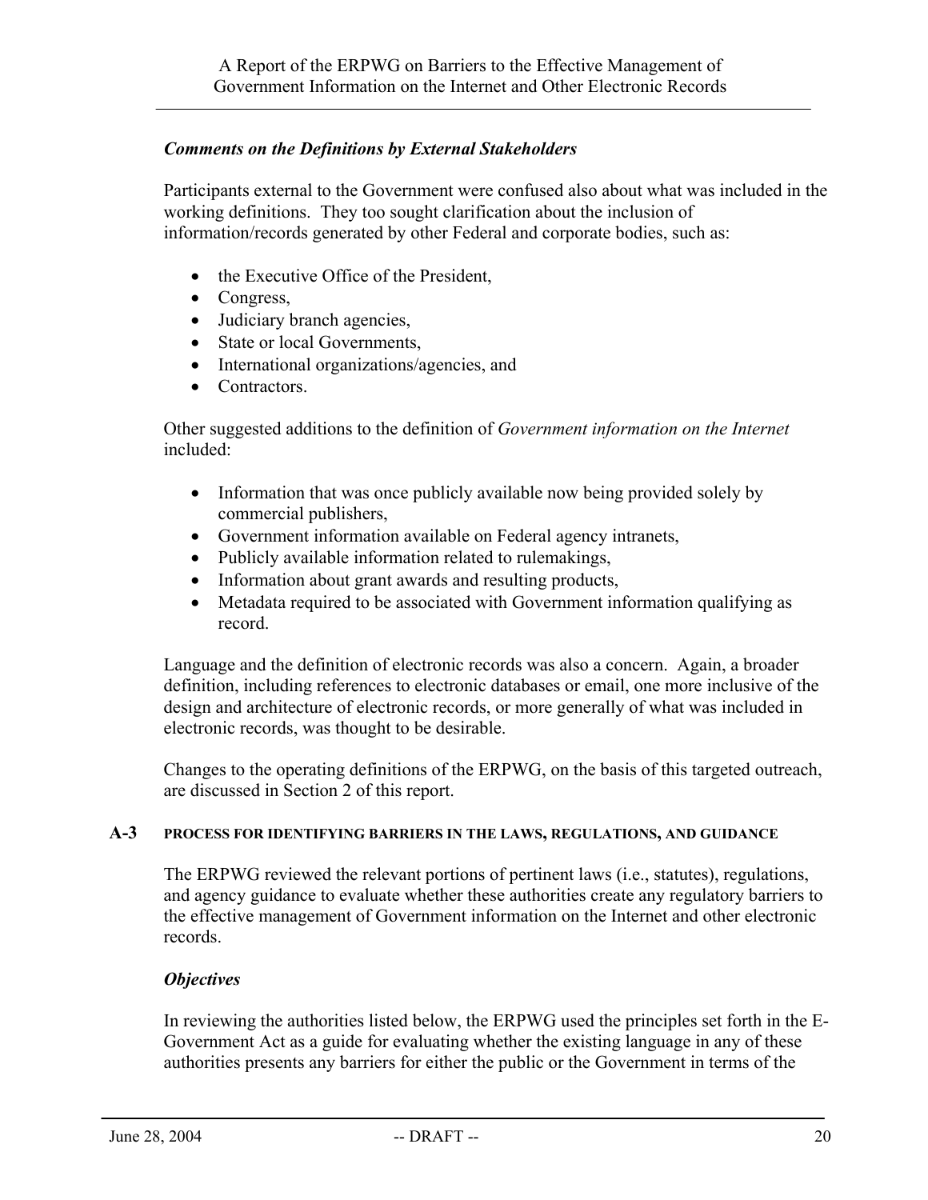### *Comments on the Definitions by External Stakeholders*

Participants external to the Government were confused also about what was included in the working definitions. They too sought clarification about the inclusion of information/records generated by other Federal and corporate bodies, such as:

- the Executive Office of the President,
- Congress,
- Judiciary branch agencies,
- State or local Governments,
- International organizations/agencies, and
- Contractors.

Other suggested additions to the definition of *Government information on the Internet* included:

- Information that was once publicly available now being provided solely by commercial publishers,
- Government information available on Federal agency intranets,
- Publicly available information related to rulemakings,
- Information about grant awards and resulting products,
- Metadata required to be associated with Government information qualifying as record.

Language and the definition of electronic records was also a concern. Again, a broader definition, including references to electronic databases or email, one more inclusive of the design and architecture of electronic records, or more generally of what was included in electronic records, was thought to be desirable.

Changes to the operating definitions of the ERPWG, on the basis of this targeted outreach, are discussed in Section 2 of this report.

## A-3 PROCESS FOR IDENTIFYING BARRIERS IN THE LAWS, REGULATIONS, AND GUIDANCE

The ERPWG reviewed the relevant portions of pertinent laws (i.e., statutes), regulations, and agency guidance to evaluate whether these authorities create any regulatory barriers to the effective management of Government information on the Internet and other electronic records.

### *Objectives*

In reviewing the authorities listed below, the ERPWG used the principles set forth in the E-Government Act as a guide for evaluating whether the existing language in any of these authorities presents any barriers for either the public or the Government in terms of the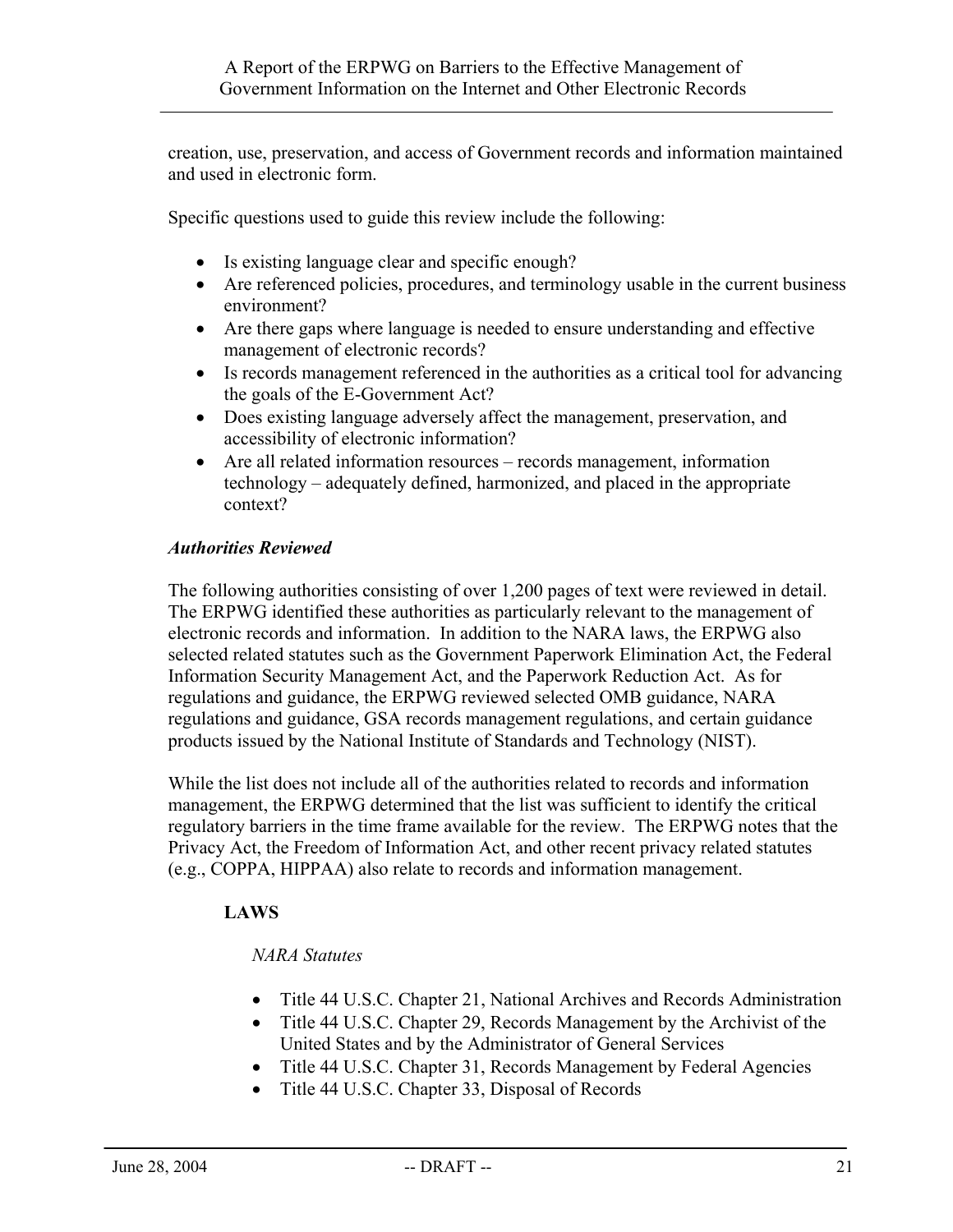creation, use, preservation, and access of Government records and information maintained and used in electronic form.

Specific questions used to guide this review include the following:

- Is existing language clear and specific enough?
- Are referenced policies, procedures, and terminology usable in the current business environment?
- Are there gaps where language is needed to ensure understanding and effective management of electronic records?
- Is records management referenced in the authorities as a critical tool for advancing the goals of the E-Government Act?
- Does existing language adversely affect the management, preservation, and accessibility of electronic information?
- Are all related information resources – records management, information technology – adequately defined, harmonized, and placed in the appropriate context?

***Authorities Reviewed***

The following authorities consisting of over 1,200 pages of text were reviewed in detail. The ERPWG identified these authorities as particularly relevant to the management of electronic records and information. In addition to the NARA laws, the ERPWG also selected related statutes such as the Government Paperwork Elimination Act, the Federal Information Security Management Act, and the Paperwork Reduction Act. As for regulations and guidance, the ERPWG reviewed selected OMB guidance, NARA regulations and guidance, GSA records management regulations, and certain guidance products issued by the National Institute of Standards and Technology (NIST).

While the list does not include all of the authorities related to records and information management, the ERPWG determined that the list was sufficient to identify the critical regulatory barriers in the time frame available for the review. The ERPWG notes that the Privacy Act, the Freedom of Information Act, and other recent privacy related statutes (e.g., COPPA, HIPPAA) also relate to records and information management.

**LAWS**

*NARA Statutes*

- Title 44 U.S.C. Chapter 21, National Archives and Records Administration
- Title 44 U.S.C. Chapter 29, Records Management by the Archivist of the United States and by the Administrator of General Services
- Title 44 U.S.C. Chapter 31, Records Management by Federal Agencies
- Title 44 U.S.C. Chapter 33, Disposal of Records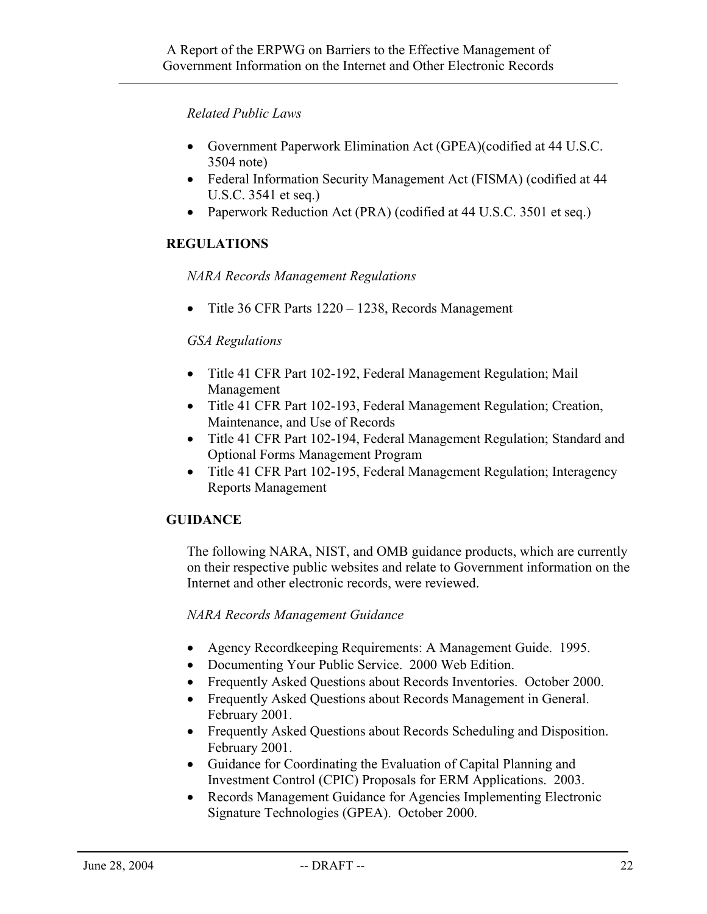*Related Public Laws*

- Government Paperwork Elimination Act (GPEA)(codified at 44 U.S.C. 3504 note)
- Federal Information Security Management Act (FISMA) (codified at 44 U.S.C. 3541 et seq.)
- Paperwork Reduction Act (PRA) (codified at 44 U.S.C. 3501 et seq.)

**REGULATIONS**

*NARA Records Management Regulations*

- Title 36 CFR Parts 1220 – 1238, Records Management

*GSA Regulations*

- Title 41 CFR Part 102-192, Federal Management Regulation; Mail Management
- Title 41 CFR Part 102-193, Federal Management Regulation; Creation, Maintenance, and Use of Records
- Title 41 CFR Part 102-194, Federal Management Regulation; Standard and Optional Forms Management Program
- Title 41 CFR Part 102-195, Federal Management Regulation; Interagency Reports Management

**GUIDANCE**

The following NARA, NIST, and OMB guidance products, which are currently on their respective public websites and relate to Government information on the Internet and other electronic records, were reviewed.

*NARA Records Management Guidance*

- Agency Recordkeeping Requirements: A Management Guide. 1995.
- Documenting Your Public Service. 2000 Web Edition.
- Frequently Asked Questions about Records Inventories. October 2000.
- Frequently Asked Questions about Records Management in General. February 2001.
- Frequently Asked Questions about Records Scheduling and Disposition. February 2001.
- Guidance for Coordinating the Evaluation of Capital Planning and Investment Control (CPIC) Proposals for ERM Applications. 2003.
- Records Management Guidance for Agencies Implementing Electronic Signature Technologies (GPEA). October 2000.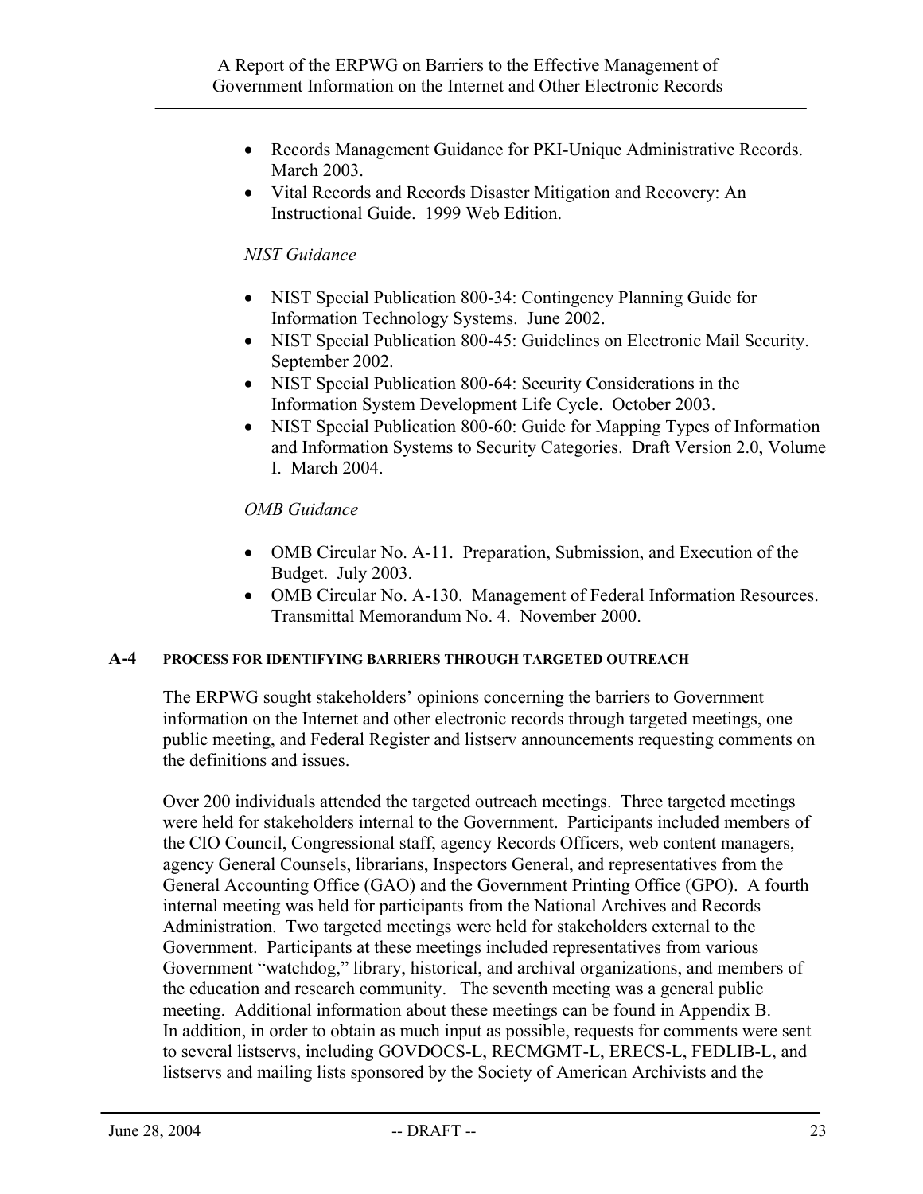- Records Management Guidance for PKI-Unique Administrative Records. March 2003.
- Vital Records and Records Disaster Mitigation and Recovery: An Instructional Guide. 1999 Web Edition.

*NIST Guidance*

- NIST Special Publication 800-34: Contingency Planning Guide for Information Technology Systems. June 2002.
- NIST Special Publication 800-45: Guidelines on Electronic Mail Security. September 2002.
- NIST Special Publication 800-64: Security Considerations in the Information System Development Life Cycle. October 2003.
- NIST Special Publication 800-60: Guide for Mapping Types of Information and Information Systems to Security Categories. Draft Version 2.0, Volume I. March 2004.

*OMB Guidance*

- OMB Circular No. A-11. Preparation, Submission, and Execution of the Budget. July 2003.
- OMB Circular No. A-130. Management of Federal Information Resources. Transmittal Memorandum No. 4. November 2000.

## A-4 PROCESS FOR IDENTIFYING BARRIERS THROUGH TARGETED OUTREACH

The ERPWG sought stakeholders' opinions concerning the barriers to Government information on the Internet and other electronic records through targeted meetings, one public meeting, and Federal Register and listserv announcements requesting comments on the definitions and issues.

Over 200 individuals attended the targeted outreach meetings. Three targeted meetings were held for stakeholders internal to the Government. Participants included members of the CIO Council, Congressional staff, agency Records Officers, web content managers, agency General Counsels, librarians, Inspectors General, and representatives from the General Accounting Office (GAO) and the Government Printing Office (GPO). A fourth internal meeting was held for participants from the National Archives and Records Administration. Two targeted meetings were held for stakeholders external to the Government. Participants at these meetings included representatives from various Government "watchdog," library, historical, and archival organizations, and members of the education and research community. The seventh meeting was a general public meeting. Additional information about these meetings can be found in Appendix B. In addition, in order to obtain as much input as possible, requests for comments were sent to several listservs, including GOVDOCS-L, RECMGMT-L, ERECS-L, FEDLIB-L, and listservs and mailing lists sponsored by the Society of American Archivists and the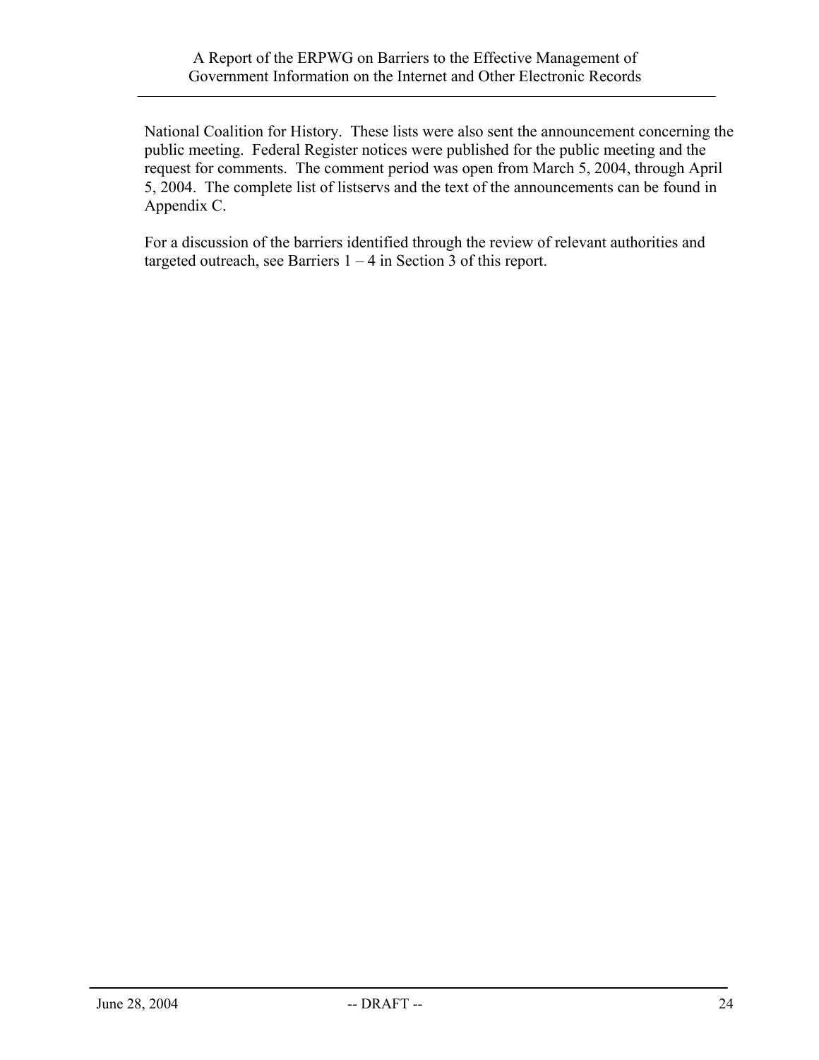National Coalition for History. These lists were also sent the announcement concerning the public meeting. Federal Register notices were published for the public meeting and the request for comments. The comment period was open from March 5, 2004, through April 5, 2004. The complete list of listservs and the text of the announcements can be found in Appendix C.

For a discussion of the barriers identified through the review of relevant authorities and targeted outreach, see Barriers 1 – 4 in Section 3 of this report.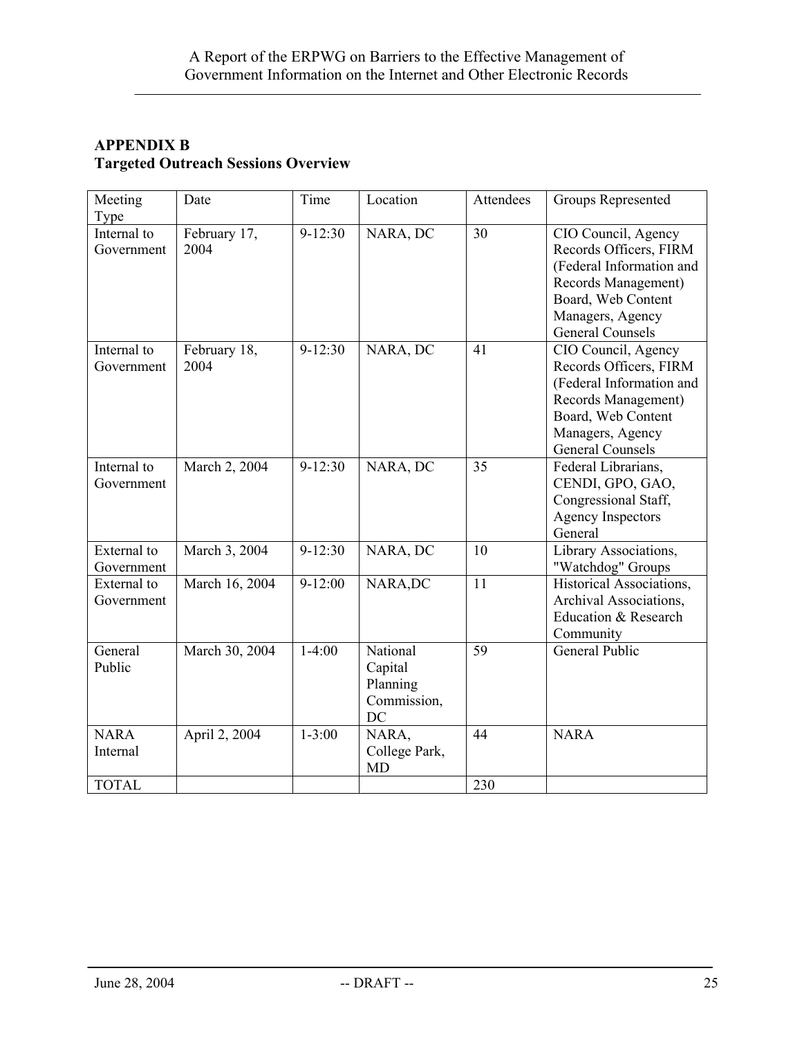## APPENDIX B
## Targeted Outreach Sessions Overview

| Meeting Type | Date | Time | Location | Attendees | Groups Represented |
|---|---|---|---|---|---|
| Internal to Government | February 17, 2004 | 9-12:30 | NARA, DC | 30 | CIO Council, Agency Records Officers, FIRM (Federal Information and Records Management) Board, Web Content Managers, Agency General Counsels |
| Internal to Government | February 18, 2004 | 9-12:30 | NARA, DC | 41 | CIO Council, Agency Records Officers, FIRM (Federal Information and Records Management) Board, Web Content Managers, Agency General Counsels |
| Internal to Government | March 2, 2004 | 9-12:30 | NARA, DC | 35 | Federal Librarians, CENDI, GPO, GAO, Congressional Staff, Agency Inspectors General |
| External to Government | March 3, 2004 | 9-12:30 | NARA, DC | 10 | Library Associations, "Watchdog" Groups |
| External to Government | March 16, 2004 | 9-12:00 | NARA,DC | 11 | Historical Associations, Archival Associations, Education & Research Community |
| General Public | March 30, 2004 | 1-4:00 | National Capital Planning Commission, DC | 59 | General Public |
| NARA Internal | April 2, 2004 | 1-3:00 | NARA, College Park, MD | 44 | NARA |
| TOTAL | | | | 230 | |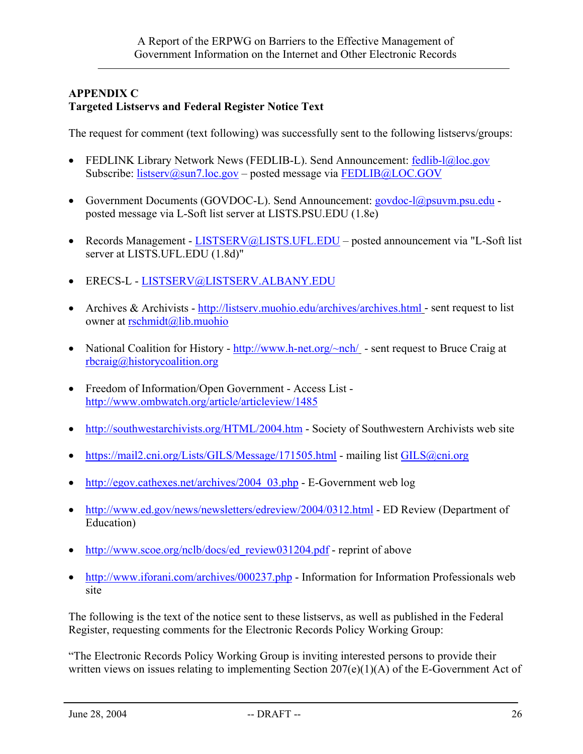## APPENDIX C
## Targeted Listservs and Federal Register Notice Text

The request for comment (text following) was successfully sent to the following listservs/groups:

- FEDLINK Library Network News (FEDLIB-L). Send Announcement: fedlib-l@loc.gov Subscribe: listserv@sun7.loc.gov – posted message via FEDLIB@LOC.GOV
- Government Documents (GOVDOC-L). Send Announcement: govdoc-l@psuvm.psu.edu - posted message via L-Soft list server at LISTS.PSU.EDU (1.8e)
- Records Management - LISTSERV@LISTS.UFL.EDU – posted announcement via "L-Soft list server at LISTS.UFL.EDU (1.8d)"
- ERECS-L - LISTSERV@LISTSERV.ALBANY.EDU
- Archives & Archivists - http://listserv.muohio.edu/archives/archives.html - sent request to list owner at rschmidt@lib.muohio
- National Coalition for History - http://www.h-net.org/~nch/ - sent request to Bruce Craig at rbcraig@historycoalition.org
- Freedom of Information/Open Government - Access List - http://www.ombwatch.org/article/articleview/1485
- http://southwestarchivists.org/HTML/2004.htm - Society of Southwestern Archivists web site
- https://mail2.cni.org/Lists/GILS/Message/171505.html - mailing list GILS@cni.org
- http://egov.cathexes.net/archives/2004_03.php - E-Government web log
- http://www.ed.gov/news/newsletters/edreview/2004/0312.html - ED Review (Department of Education)
- http://www.scoe.org/nclb/docs/ed_review031204.pdf - reprint of above
- http://www.iforani.com/archives/000237.php - Information for Information Professionals web site

The following is the text of the notice sent to these listservs, as well as published in the Federal Register, requesting comments for the Electronic Records Policy Working Group:

"The Electronic Records Policy Working Group is inviting interested persons to provide their written views on issues relating to implementing Section 207(e)(1)(A) of the E-Government Act of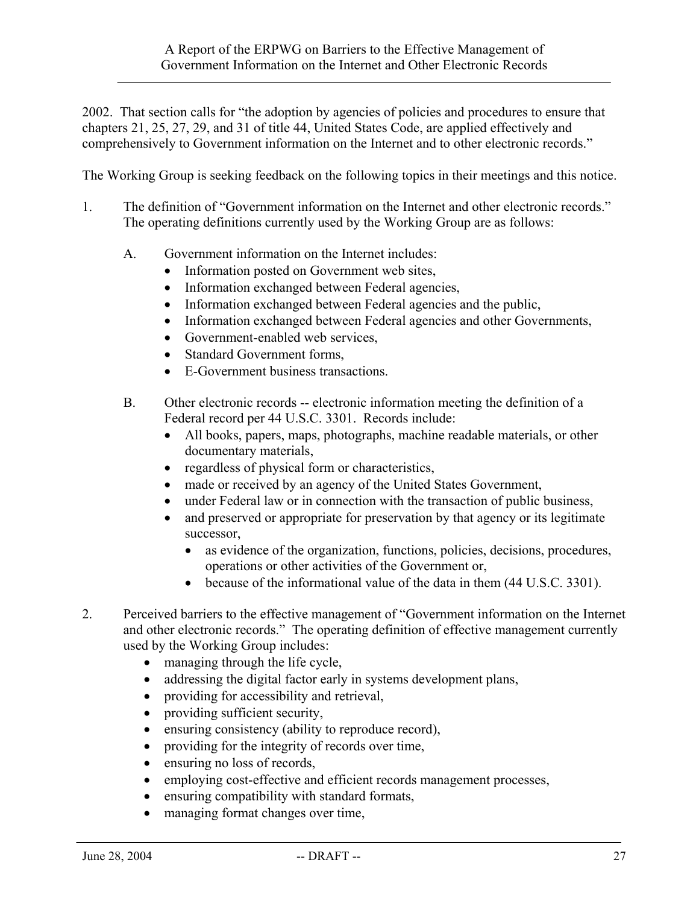2002. That section calls for "the adoption by agencies of policies and procedures to ensure that chapters 21, 25, 27, 29, and 31 of title 44, United States Code, are applied effectively and comprehensively to Government information on the Internet and to other electronic records."

The Working Group is seeking feedback on the following topics in their meetings and this notice.

1. The definition of "Government information on the Internet and other electronic records." The operating definitions currently used by the Working Group are as follows:

   A. Government information on the Internet includes:
      - Information posted on Government web sites,
      - Information exchanged between Federal agencies,
      - Information exchanged between Federal agencies and the public,
      - Information exchanged between Federal agencies and other Governments,
      - Government-enabled web services,
      - Standard Government forms,
      - E-Government business transactions.

   B. Other electronic records -- electronic information meeting the definition of a Federal record per 44 U.S.C. 3301. Records include:
      - All books, papers, maps, photographs, machine readable materials, or other documentary materials,
      - regardless of physical form or characteristics,
      - made or received by an agency of the United States Government,
      - under Federal law or in connection with the transaction of public business,
      - and preserved or appropriate for preservation by that agency or its legitimate successor,
        - as evidence of the organization, functions, policies, decisions, procedures, operations or other activities of the Government or,
        - because of the informational value of the data in them (44 U.S.C. 3301).

2. Perceived barriers to the effective management of "Government information on the Internet and other electronic records." The operating definition of effective management currently used by the Working Group includes:
   - managing through the life cycle,
   - addressing the digital factor early in systems development plans,
   - providing for accessibility and retrieval,
   - providing sufficient security,
   - ensuring consistency (ability to reproduce record),
   - providing for the integrity of records over time,
   - ensuring no loss of records,
   - employing cost-effective and efficient records management processes,
   - ensuring compatibility with standard formats,
   - managing format changes over time,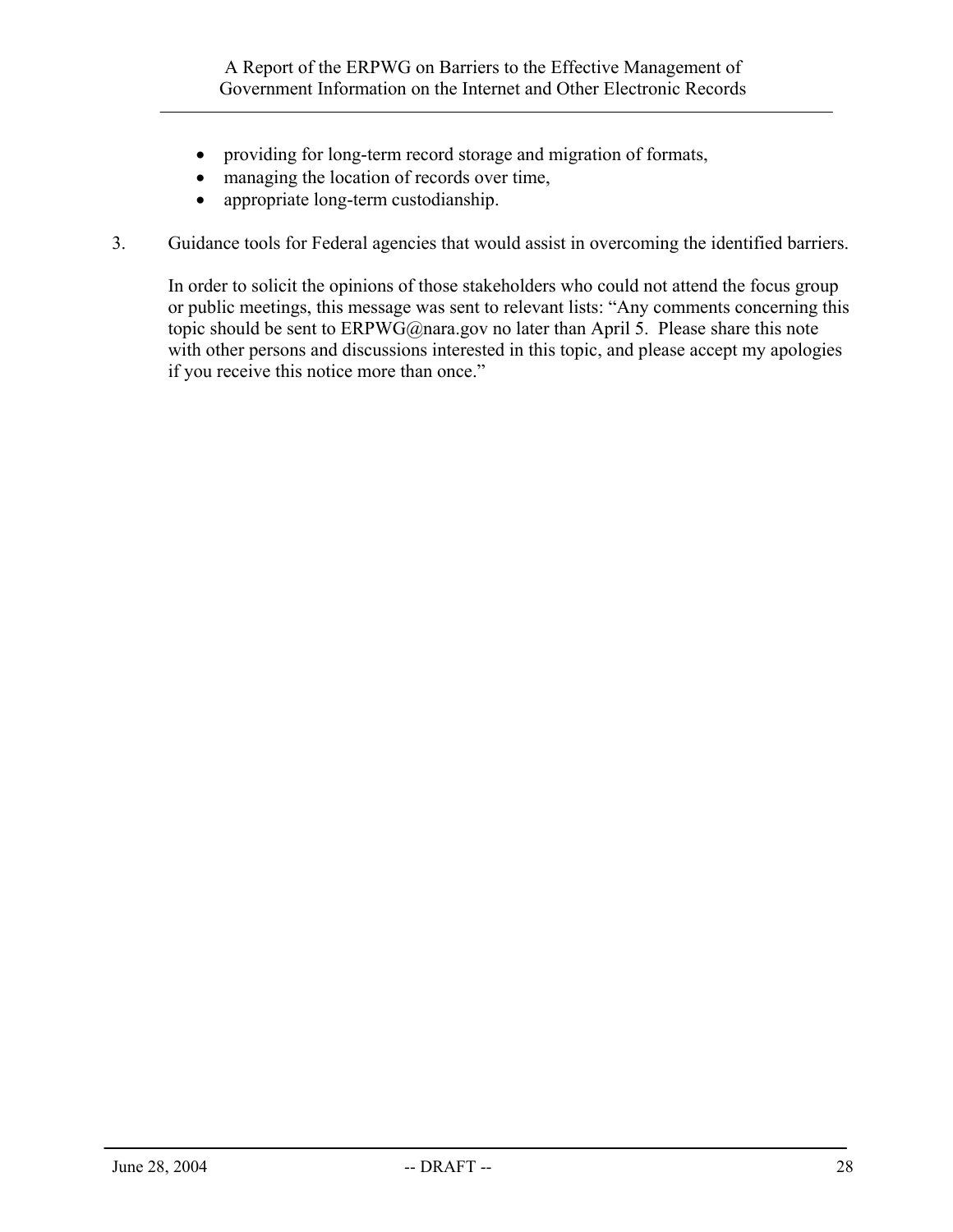- providing for long-term record storage and migration of formats,
- managing the location of records over time,
- appropriate long-term custodianship.

3. Guidance tools for Federal agencies that would assist in overcoming the identified barriers.

   In order to solicit the opinions of those stakeholders who could not attend the focus group or public meetings, this message was sent to relevant lists: "Any comments concerning this topic should be sent to ERPWG@nara.gov no later than April 5. Please share this note with other persons and discussions interested in this topic, and please accept my apologies if you receive this notice more than once."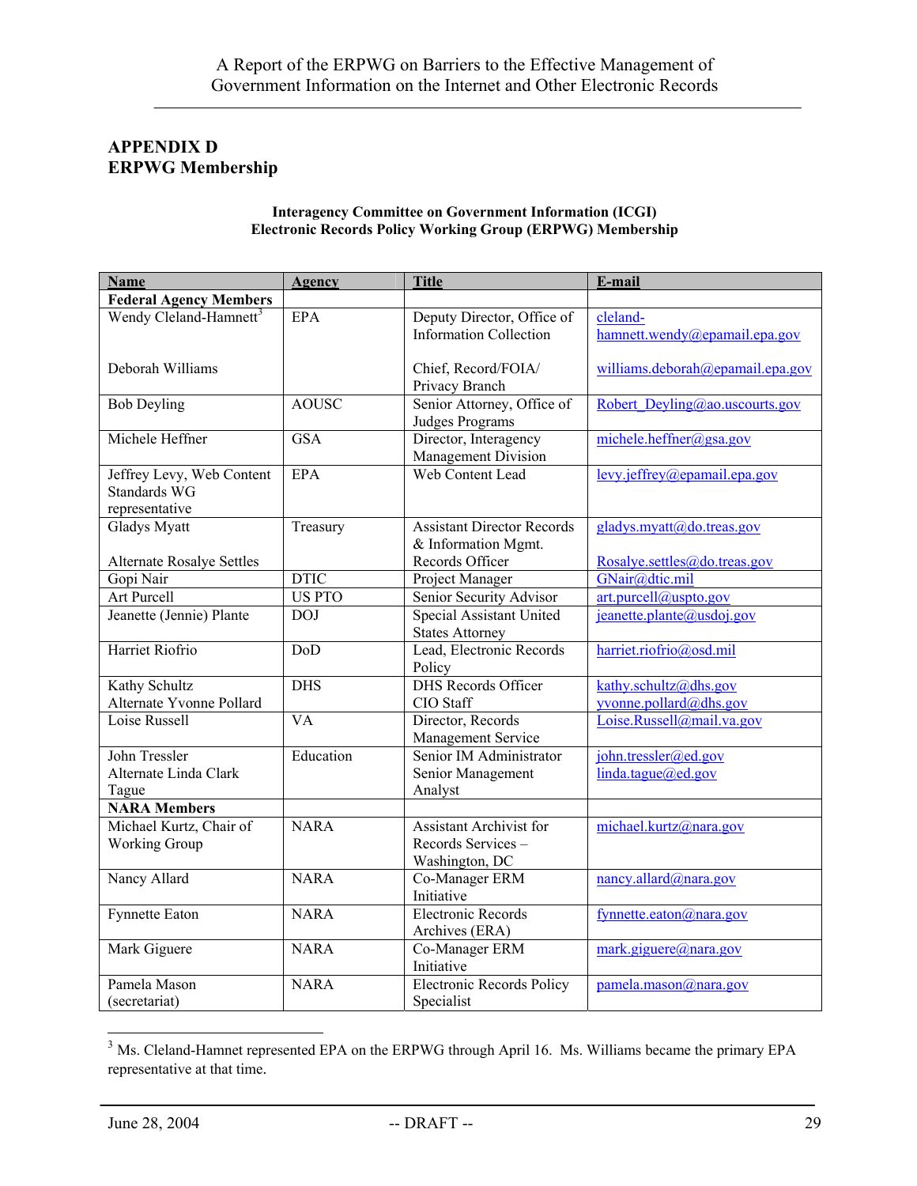## APPENDIX D
## ERPWG Membership

**Interagency Committee on Government Information (ICGI)**
**Electronic Records Policy Working Group (ERPWG) Membership**

| Name | Agency | Title | E-mail |
|---|---|---|---|
| **Federal Agency Members** | | | |
| Wendy Cleland-Hamnett[3]<br><br>Deborah Williams | EPA | Deputy Director, Office of Information Collection<br><br>Chief, Record/FOIA/ Privacy Branch | cleland-hamnett.wendy@epamail.epa.gov<br><br>williams.deborah@epamail.epa.gov |
| Bob Deyling | AOUSC | Senior Attorney, Office of Judges Programs | Robert_Deyling@ao.uscourts.gov |
| Michele Heffner | GSA | Director, Interagency Management Division | michele.heffner@gsa.gov |
| Jeffrey Levy, Web Content Standards WG representative | EPA | Web Content Lead | levy.jeffrey@epamail.epa.gov |
| Gladys Myatt<br><br>Alternate Rosalye Settles | Treasury | Assistant Director Records & Information Mgmt.<br>Records Officer | gladys.myatt@do.treas.gov<br><br>Rosalye.settles@do.treas.gov |
| Gopi Nair | DTIC | Project Manager | GNair@dtic.mil |
| Art Purcell | US PTO | Senior Security Advisor | art.purcell@uspto.gov |
| Jeanette (Jennie) Plante | DOJ | Special Assistant United States Attorney | jeanette.plante@usdoj.gov |
| Harriet Riofrio | DoD | Lead, Electronic Records Policy | harriet.riofrio@osd.mil |
| Kathy Schultz<br>Alternate Yvonne Pollard | DHS | DHS Records Officer<br>CIO Staff | kathy.schultz@dhs.gov<br>yvonne.pollard@dhs.gov |
| Loise Russell | VA | Director, Records Management Service | Loise.Russell@mail.va.gov |
| John Tressler<br>Alternate Linda Clark Tague | Education | Senior IM Administrator<br>Senior Management Analyst | john.tressler@ed.gov<br>linda.tague@ed.gov |
| **NARA Members** | | | |
| Michael Kurtz, Chair of Working Group | NARA | Assistant Archivist for Records Services – Washington, DC | michael.kurtz@nara.gov |
| Nancy Allard | NARA | Co-Manager ERM Initiative | nancy.allard@nara.gov |
| Fynnette Eaton | NARA | Electronic Records Archives (ERA) | fynnette.eaton@nara.gov |
| Mark Giguere | NARA | Co-Manager ERM Initiative | mark.giguere@nara.gov |
| Pamela Mason (secretariat) | NARA | Electronic Records Policy Specialist | pamela.mason@nara.gov |

[3] Ms. Cleland-Hamnet represented EPA on the ERPWG through April 16. Ms. Williams became the primary EPA representative at that time.